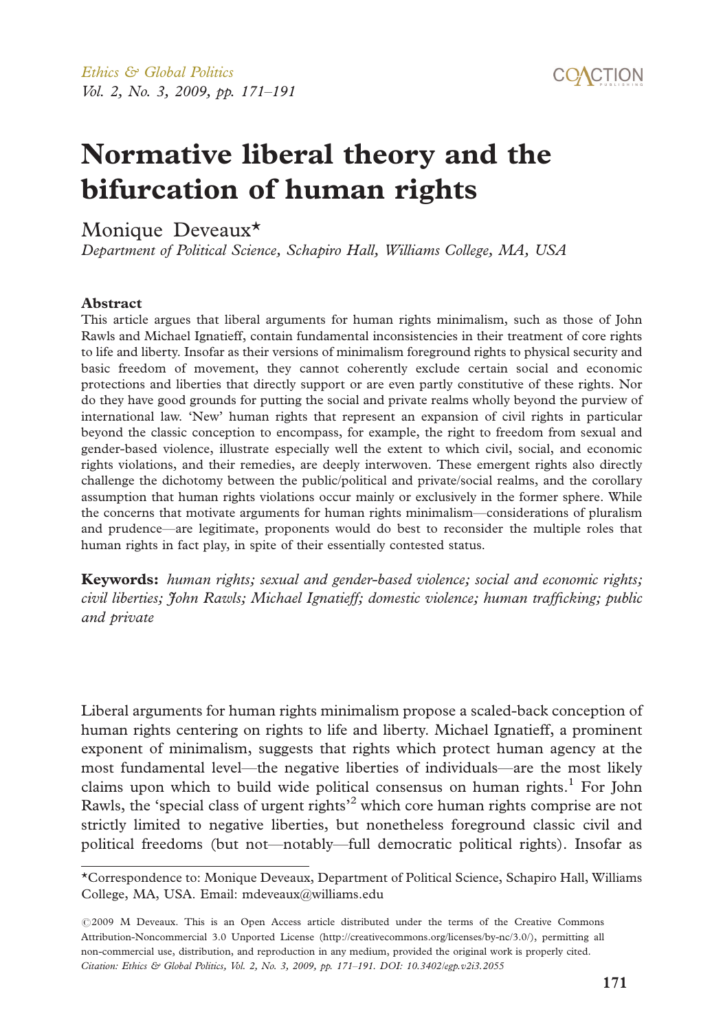# Normative liberal theory and the bifurcation of human rights

Monique Deveaux*

*Department of Political Science, Schapiro Hall, Williams College, MA, USA*

### Abstract

This article argues that liberal arguments for human rights minimalism, such as those of John Rawls and Michael Ignatieff, contain fundamental inconsistencies in their treatment of core rights to life and liberty. Insofar as their versions of minimalism foreground rights to physical security and basic freedom of movement, they cannot coherently exclude certain social and economic protections and liberties that directly support or are even partly constitutive of these rights. Nor do they have good grounds for putting the social and private realms wholly beyond the purview of international law. 'New' human rights that represent an expansion of civil rights in particular beyond the classic conception to encompass, for example, the right to freedom from sexual and gender-based violence, illustrate especially well the extent to which civil, social, and economic rights violations, and their remedies, are deeply interwoven. These emergent rights also directly challenge the dichotomy between the public/political and private/social realms, and the corollary assumption that human rights violations occur mainly or exclusively in the former sphere. While the concerns that motivate arguments for human rights minimalism—considerations of pluralism and prudence—are legitimate, proponents would do best to reconsider the multiple roles that human rights in fact play, in spite of their essentially contested status.

**Keywords:** *human rights; sexual and gender-based violence; social and economic rights; civil liberties; John Rawls; Michael Ignatieff; domestic violence; human trafficking; public and private*

Liberal arguments for human rights minimalism propose a scaled-back conception of human rights centering on rights to life and liberty. Michael Ignatieff, a prominent exponent of minimalism, suggests that rights which protect human agency at the most fundamental level—the negative liberties of individuals—are the most likely claims upon which to build wide political consensus on human rights.[1] For John Rawls, the 'special class of urgent rights'[2] which core human rights comprise are not strictly limited to negative liberties, but nonetheless foreground classic civil and political freedoms (but not—notably—full democratic political rights). Insofar as

---

*Correspondence to: Monique Deveaux, Department of Political Science, Schapiro Hall, Williams College, MA, USA. Email: mdeveaux@williams.edu

©2009 M Deveaux. This is an Open Access article distributed under the terms of the Creative Commons Attribution-Noncommercial 3.0 Unported License (http://creativecommons.org/licenses/by-nc/3.0/), permitting all non-commercial use, distribution, and reproduction in any medium, provided the original work is properly cited.
*Citation: Ethics & Global Politics, Vol. 2, No. 3, 2009, pp. 171–191. DOI: 10.3402/egp.v2i3.2055*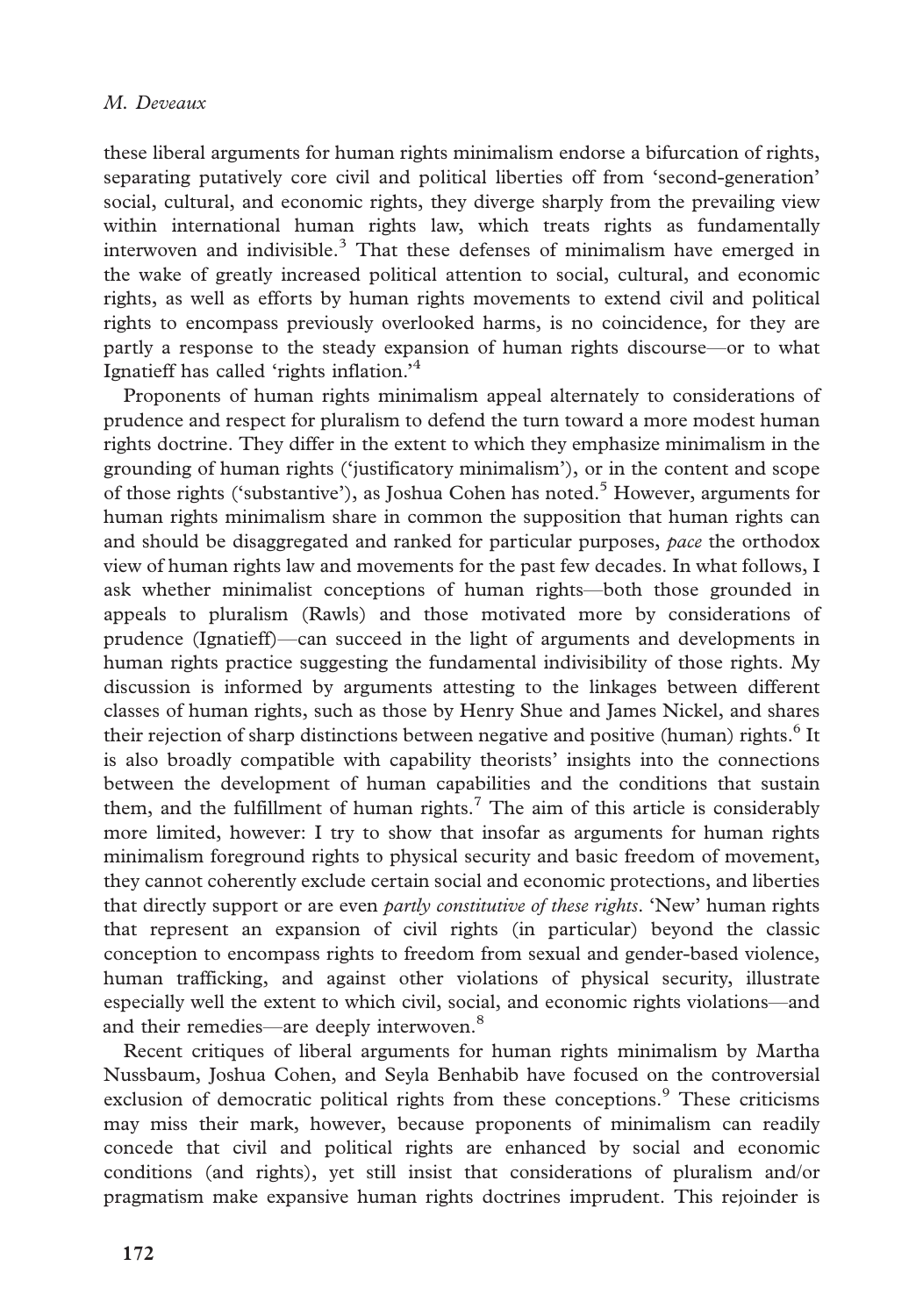these liberal arguments for human rights minimalism endorse a bifurcation of rights, separating putatively core civil and political liberties off from 'second-generation' social, cultural, and economic rights, they diverge sharply from the prevailing view within international human rights law, which treats rights as fundamentally interwoven and indivisible.[3] That these defenses of minimalism have emerged in the wake of greatly increased political attention to social, cultural, and economic rights, as well as efforts by human rights movements to extend civil and political rights to encompass previously overlooked harms, is no coincidence, for they are partly a response to the steady expansion of human rights discourse—or to what Ignatieff has called 'rights inflation.'[4]

Proponents of human rights minimalism appeal alternately to considerations of prudence and respect for pluralism to defend the turn toward a more modest human rights doctrine. They differ in the extent to which they emphasize minimalism in the grounding of human rights ('justificatory minimalism'), or in the content and scope of those rights ('substantive'), as Joshua Cohen has noted.[5] However, arguments for human rights minimalism share in common the supposition that human rights can and should be disaggregated and ranked for particular purposes, *pace* the orthodox view of human rights law and movements for the past few decades. In what follows, I ask whether minimalist conceptions of human rights—both those grounded in appeals to pluralism (Rawls) and those motivated more by considerations of prudence (Ignatieff)—can succeed in the light of arguments and developments in human rights practice suggesting the fundamental indivisibility of those rights. My discussion is informed by arguments attesting to the linkages between different classes of human rights, such as those by Henry Shue and James Nickel, and shares their rejection of sharp distinctions between negative and positive (human) rights.[6] It is also broadly compatible with capability theorists' insights into the connections between the development of human capabilities and the conditions that sustain them, and the fulfillment of human rights.[7] The aim of this article is considerably more limited, however: I try to show that insofar as arguments for human rights minimalism foreground rights to physical security and basic freedom of movement, they cannot coherently exclude certain social and economic protections, and liberties that directly support or are even *partly constitutive of these rights*. 'New' human rights that represent an expansion of civil rights (in particular) beyond the classic conception to encompass rights to freedom from sexual and gender-based violence, human trafficking, and against other violations of physical security, illustrate especially well the extent to which civil, social, and economic rights violations—and and their remedies—are deeply interwoven.[8]

Recent critiques of liberal arguments for human rights minimalism by Martha Nussbaum, Joshua Cohen, and Seyla Benhabib have focused on the controversial exclusion of democratic political rights from these conceptions.[9] These criticisms may miss their mark, however, because proponents of minimalism can readily concede that civil and political rights are enhanced by social and economic conditions (and rights), yet still insist that considerations of pluralism and/or pragmatism make expansive human rights doctrines imprudent. This rejoinder is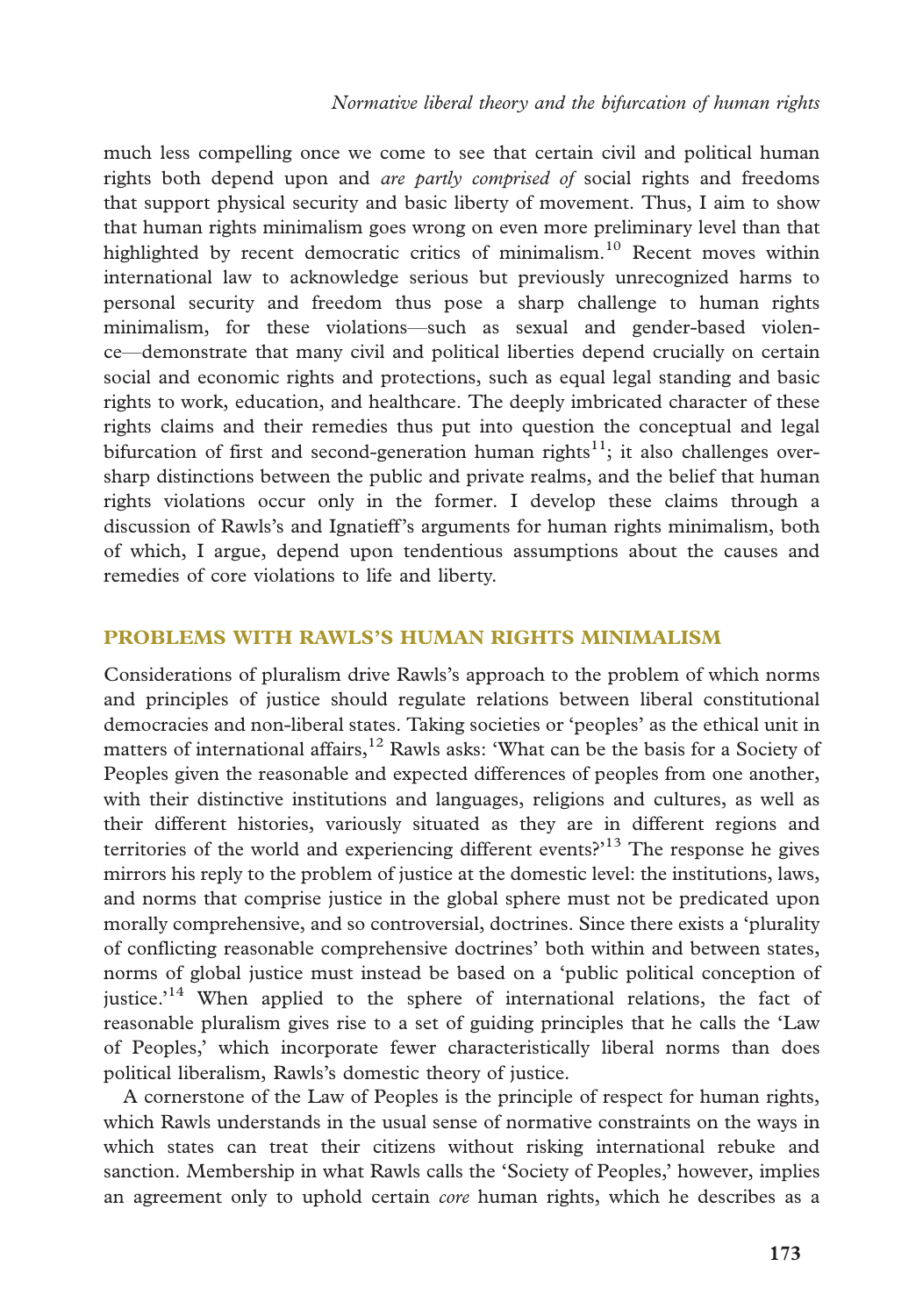much less compelling once we come to see that certain civil and political human rights both depend upon and *are partly comprised of* social rights and freedoms that support physical security and basic liberty of movement. Thus, I aim to show that human rights minimalism goes wrong on even more preliminary level than that highlighted by recent democratic critics of minimalism.[10] Recent moves within international law to acknowledge serious but previously unrecognized harms to personal security and freedom thus pose a sharp challenge to human rights minimalism, for these violations—such as sexual and gender-based violence—demonstrate that many civil and political liberties depend crucially on certain social and economic rights and protections, such as equal legal standing and basic rights to work, education, and healthcare. The deeply imbricated character of these rights claims and their remedies thus put into question the conceptual and legal bifurcation of first and second-generation human rights[11]; it also challenges over-sharp distinctions between the public and private realms, and the belief that human rights violations occur only in the former. I develop these claims through a discussion of Rawls's and Ignatieff's arguments for human rights minimalism, both of which, I argue, depend upon tendentious assumptions about the causes and remedies of core violations to life and liberty.

## PROBLEMS WITH RAWLS'S HUMAN RIGHTS MINIMALISM

Considerations of pluralism drive Rawls's approach to the problem of which norms and principles of justice should regulate relations between liberal constitutional democracies and non-liberal states. Taking societies or 'peoples' as the ethical unit in matters of international affairs,[12] Rawls asks: 'What can be the basis for a Society of Peoples given the reasonable and expected differences of peoples from one another, with their distinctive institutions and languages, religions and cultures, as well as their different histories, variously situated as they are in different regions and territories of the world and experiencing different events?'[13] The response he gives mirrors his reply to the problem of justice at the domestic level: the institutions, laws, and norms that comprise justice in the global sphere must not be predicated upon morally comprehensive, and so controversial, doctrines. Since there exists a 'plurality of conflicting reasonable comprehensive doctrines' both within and between states, norms of global justice must instead be based on a 'public political conception of justice.'[14] When applied to the sphere of international relations, the fact of reasonable pluralism gives rise to a set of guiding principles that he calls the 'Law of Peoples,' which incorporate fewer characteristically liberal norms than does political liberalism, Rawls's domestic theory of justice.

A cornerstone of the Law of Peoples is the principle of respect for human rights, which Rawls understands in the usual sense of normative constraints on the ways in which states can treat their citizens without risking international rebuke and sanction. Membership in what Rawls calls the 'Society of Peoples,' however, implies an agreement only to uphold certain *core* human rights, which he describes as a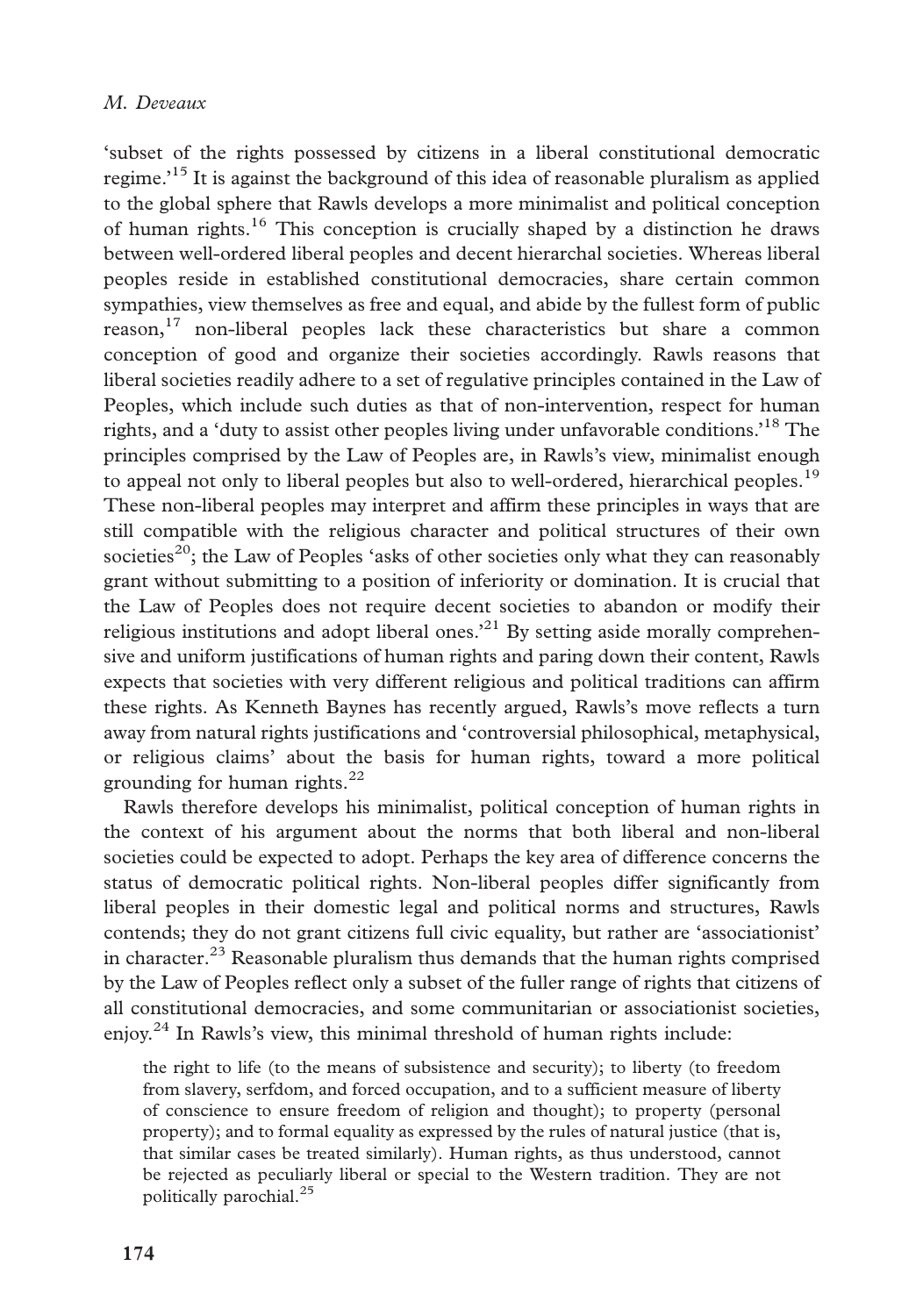'subset of the rights possessed by citizens in a liberal constitutional democratic regime.'[15] It is against the background of this idea of reasonable pluralism as applied to the global sphere that Rawls develops a more minimalist and political conception of human rights.[16] This conception is crucially shaped by a distinction he draws between well-ordered liberal peoples and decent hierarchal societies. Whereas liberal peoples reside in established constitutional democracies, share certain common sympathies, view themselves as free and equal, and abide by the fullest form of public reason,[17] non-liberal peoples lack these characteristics but share a common conception of good and organize their societies accordingly. Rawls reasons that liberal societies readily adhere to a set of regulative principles contained in the Law of Peoples, which include such duties as that of non-intervention, respect for human rights, and a 'duty to assist other peoples living under unfavorable conditions.'[18] The principles comprised by the Law of Peoples are, in Rawls's view, minimalist enough to appeal not only to liberal peoples but also to well-ordered, hierarchical peoples.[19] These non-liberal peoples may interpret and affirm these principles in ways that are still compatible with the religious character and political structures of their own societies[20]; the Law of Peoples 'asks of other societies only what they can reasonably grant without submitting to a position of inferiority or domination. It is crucial that the Law of Peoples does not require decent societies to abandon or modify their religious institutions and adopt liberal ones.'[21] By setting aside morally comprehensive and uniform justifications of human rights and paring down their content, Rawls expects that societies with very different religious and political traditions can affirm these rights. As Kenneth Baynes has recently argued, Rawls's move reflects a turn away from natural rights justifications and 'controversial philosophical, metaphysical, or religious claims' about the basis for human rights, toward a more political grounding for human rights.[22]

Rawls therefore develops his minimalist, political conception of human rights in the context of his argument about the norms that both liberal and non-liberal societies could be expected to adopt. Perhaps the key area of difference concerns the status of democratic political rights. Non-liberal peoples differ significantly from liberal peoples in their domestic legal and political norms and structures, Rawls contends; they do not grant citizens full civic equality, but rather are 'associationist' in character.[23] Reasonable pluralism thus demands that the human rights comprised by the Law of Peoples reflect only a subset of the fuller range of rights that citizens of all constitutional democracies, and some communitarian or associationist societies, enjoy.[24] In Rawls's view, this minimal threshold of human rights include:

> the right to life (to the means of subsistence and security); to liberty (to freedom from slavery, serfdom, and forced occupation, and to a sufficient measure of liberty of conscience to ensure freedom of religion and thought); to property (personal property); and to formal equality as expressed by the rules of natural justice (that is, that similar cases be treated similarly). Human rights, as thus understood, cannot be rejected as peculiarly liberal or special to the Western tradition. They are not politically parochial.[25]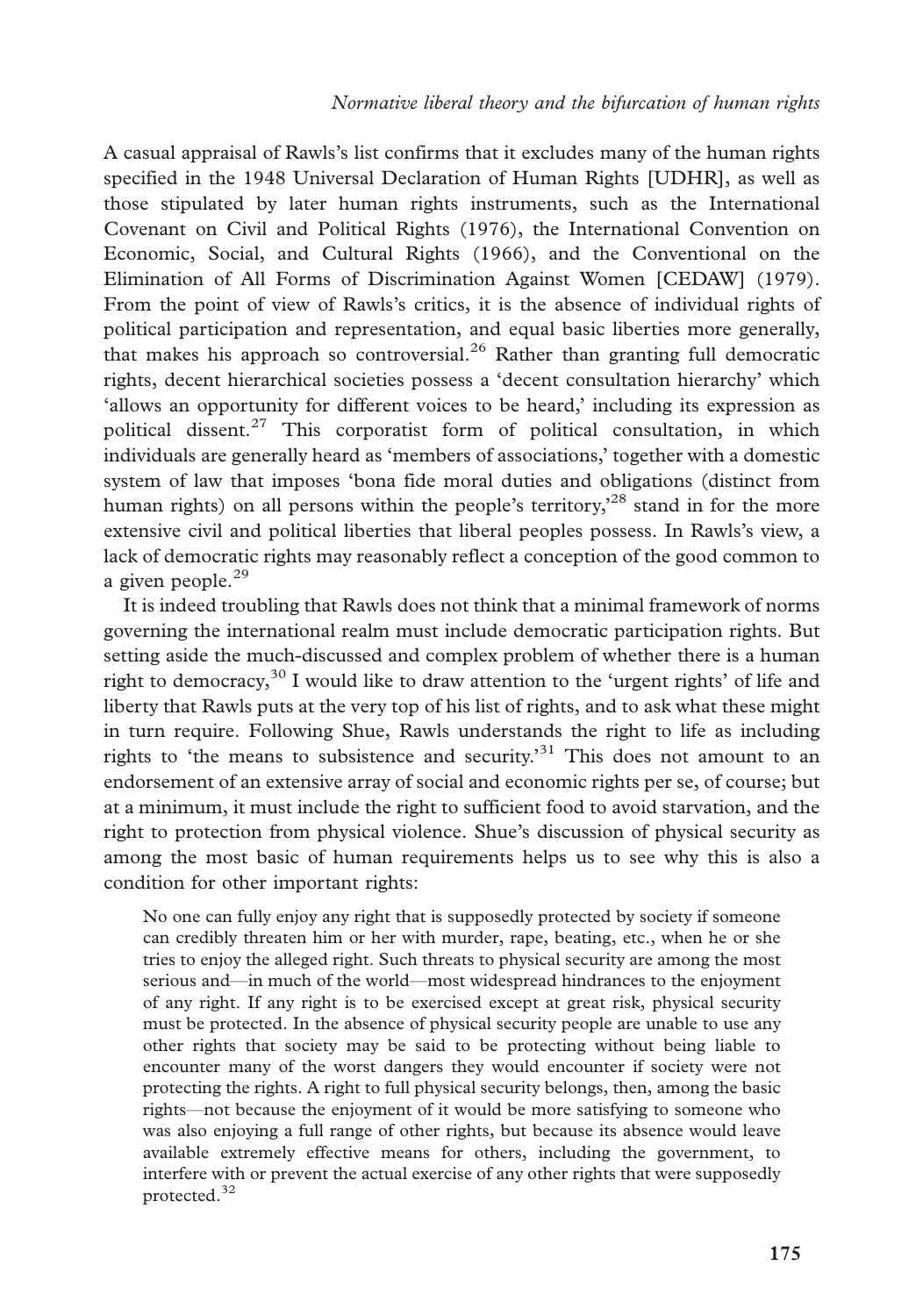A casual appraisal of Rawls's list confirms that it excludes many of the human rights specified in the 1948 Universal Declaration of Human Rights [UDHR], as well as those stipulated by later human rights instruments, such as the International Covenant on Civil and Political Rights (1976), the International Convention on Economic, Social, and Cultural Rights (1966), and the Conventional on the Elimination of All Forms of Discrimination Against Women [CEDAW] (1979). From the point of view of Rawls's critics, it is the absence of individual rights of political participation and representation, and equal basic liberties more generally, that makes his approach so controversial.[26] Rather than granting full democratic rights, decent hierarchical societies possess a 'decent consultation hierarchy' which 'allows an opportunity for different voices to be heard,' including its expression as political dissent.[27] This corporatist form of political consultation, in which individuals are generally heard as 'members of associations,' together with a domestic system of law that imposes 'bona fide moral duties and obligations (distinct from human rights) on all persons within the people's territory,'[28] stand in for the more extensive civil and political liberties that liberal peoples possess. In Rawls's view, a lack of democratic rights may reasonably reflect a conception of the good common to a given people.[29]

It is indeed troubling that Rawls does not think that a minimal framework of norms governing the international realm must include democratic participation rights. But setting aside the much-discussed and complex problem of whether there is a human right to democracy,[30] I would like to draw attention to the 'urgent rights' of life and liberty that Rawls puts at the very top of his list of rights, and to ask what these might in turn require. Following Shue, Rawls understands the right to life as including rights to 'the means to subsistence and security.'[31] This does not amount to an endorsement of an extensive array of social and economic rights per se, of course; but at a minimum, it must include the right to sufficient food to avoid starvation, and the right to protection from physical violence. Shue's discussion of physical security as among the most basic of human requirements helps us to see why this is also a condition for other important rights:

> No one can fully enjoy any right that is supposedly protected by society if someone can credibly threaten him or her with murder, rape, beating, etc., when he or she tries to enjoy the alleged right. Such threats to physical security are among the most serious and—in much of the world—most widespread hindrances to the enjoyment of any right. If any right is to be exercised except at great risk, physical security must be protected. In the absence of physical security people are unable to use any other rights that society may be said to be protecting without being liable to encounter many of the worst dangers they would encounter if society were not protecting the rights. A right to full physical security belongs, then, among the basic rights—not because the enjoyment of it would be more satisfying to someone who was also enjoying a full range of other rights, but because its absence would leave available extremely effective means for others, including the government, to interfere with or prevent the actual exercise of any other rights that were supposedly protected.[32]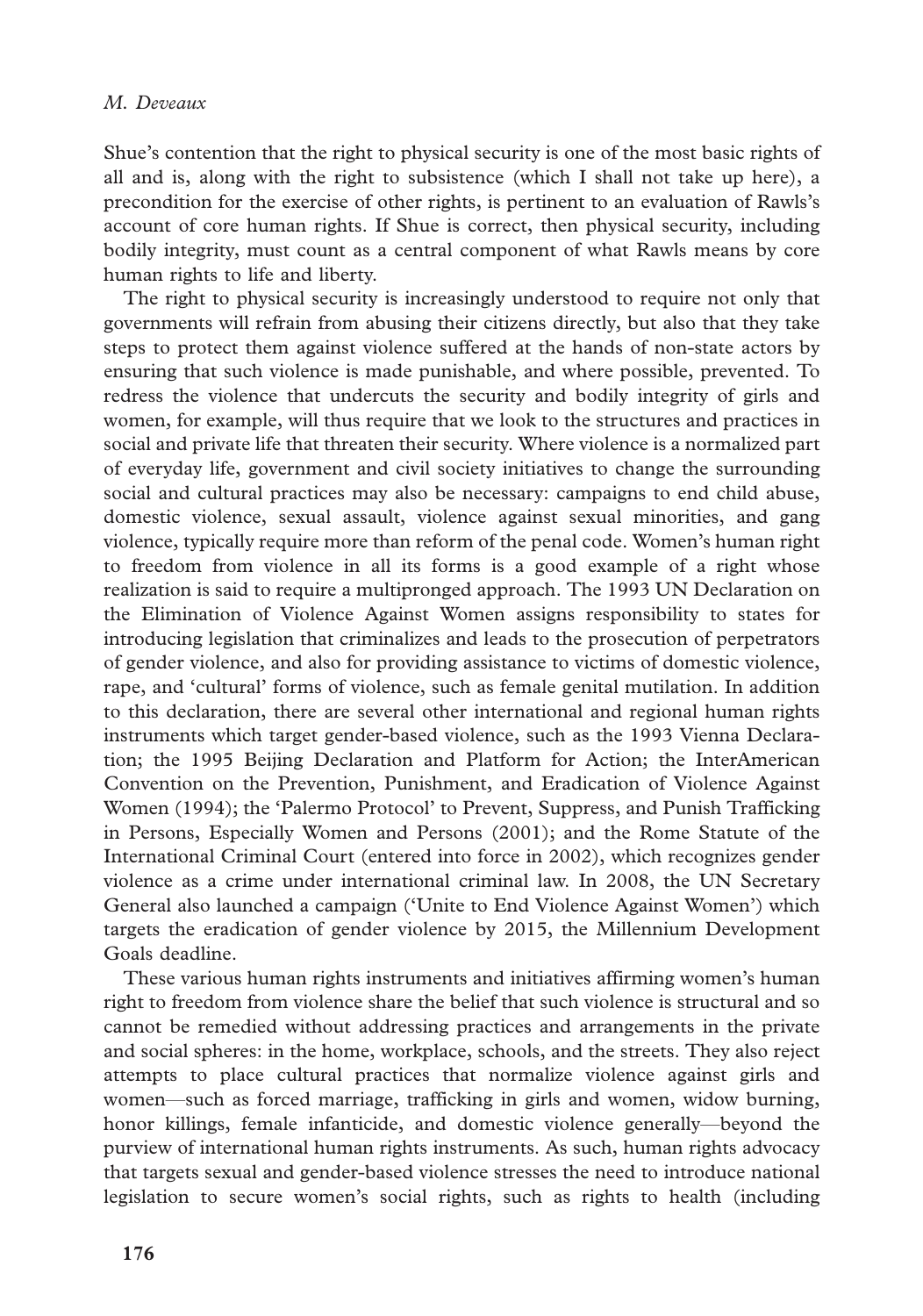Shue's contention that the right to physical security is one of the most basic rights of all and is, along with the right to subsistence (which I shall not take up here), a precondition for the exercise of other rights, is pertinent to an evaluation of Rawls's account of core human rights. If Shue is correct, then physical security, including bodily integrity, must count as a central component of what Rawls means by core human rights to life and liberty.

The right to physical security is increasingly understood to require not only that governments will refrain from abusing their citizens directly, but also that they take steps to protect them against violence suffered at the hands of non-state actors by ensuring that such violence is made punishable, and where possible, prevented. To redress the violence that undercuts the security and bodily integrity of girls and women, for example, will thus require that we look to the structures and practices in social and private life that threaten their security. Where violence is a normalized part of everyday life, government and civil society initiatives to change the surrounding social and cultural practices may also be necessary: campaigns to end child abuse, domestic violence, sexual assault, violence against sexual minorities, and gang violence, typically require more than reform of the penal code. Women's human right to freedom from violence in all its forms is a good example of a right whose realization is said to require a multipronged approach. The 1993 UN Declaration on the Elimination of Violence Against Women assigns responsibility to states for introducing legislation that criminalizes and leads to the prosecution of perpetrators of gender violence, and also for providing assistance to victims of domestic violence, rape, and 'cultural' forms of violence, such as female genital mutilation. In addition to this declaration, there are several other international and regional human rights instruments which target gender-based violence, such as the 1993 Vienna Declaration; the 1995 Beijing Declaration and Platform for Action; the InterAmerican Convention on the Prevention, Punishment, and Eradication of Violence Against Women (1994); the 'Palermo Protocol' to Prevent, Suppress, and Punish Trafficking in Persons, Especially Women and Persons (2001); and the Rome Statute of the International Criminal Court (entered into force in 2002), which recognizes gender violence as a crime under international criminal law. In 2008, the UN Secretary General also launched a campaign ('Unite to End Violence Against Women') which targets the eradication of gender violence by 2015, the Millennium Development Goals deadline.

These various human rights instruments and initiatives affirming women's human right to freedom from violence share the belief that such violence is structural and so cannot be remedied without addressing practices and arrangements in the private and social spheres: in the home, workplace, schools, and the streets. They also reject attempts to place cultural practices that normalize violence against girls and women—such as forced marriage, trafficking in girls and women, widow burning, honor killings, female infanticide, and domestic violence generally—beyond the purview of international human rights instruments. As such, human rights advocacy that targets sexual and gender-based violence stresses the need to introduce national legislation to secure women's social rights, such as rights to health (including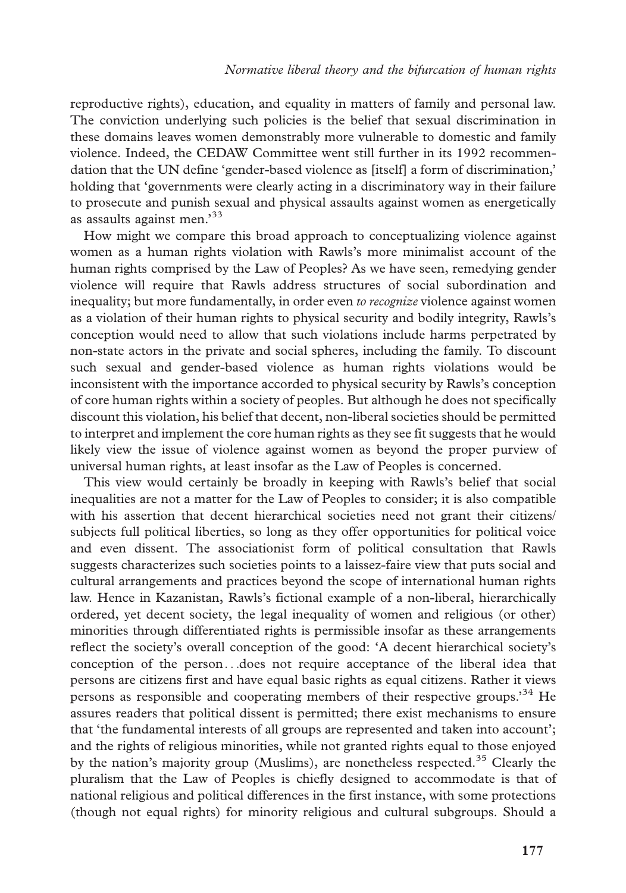reproductive rights), education, and equality in matters of family and personal law. The conviction underlying such policies is the belief that sexual discrimination in these domains leaves women demonstrably more vulnerable to domestic and family violence. Indeed, the CEDAW Committee went still further in its 1992 recommendation that the UN define 'gender-based violence as [itself] a form of discrimination,' holding that 'governments were clearly acting in a discriminatory way in their failure to prosecute and punish sexual and physical assaults against women as energetically as assaults against men.'[33]

How might we compare this broad approach to conceptualizing violence against women as a human rights violation with Rawls's more minimalist account of the human rights comprised by the Law of Peoples? As we have seen, remedying gender violence will require that Rawls address structures of social subordination and inequality; but more fundamentally, in order even *to recognize* violence against women as a violation of their human rights to physical security and bodily integrity, Rawls's conception would need to allow that such violations include harms perpetrated by non-state actors in the private and social spheres, including the family. To discount such sexual and gender-based violence as human rights violations would be inconsistent with the importance accorded to physical security by Rawls's conception of core human rights within a society of peoples. But although he does not specifically discount this violation, his belief that decent, non-liberal societies should be permitted to interpret and implement the core human rights as they see fit suggests that he would likely view the issue of violence against women as beyond the proper purview of universal human rights, at least insofar as the Law of Peoples is concerned.

This view would certainly be broadly in keeping with Rawls's belief that social inequalities are not a matter for the Law of Peoples to consider; it is also compatible with his assertion that decent hierarchical societies need not grant their citizens/subjects full political liberties, so long as they offer opportunities for political voice and even dissent. The associationist form of political consultation that Rawls suggests characterizes such societies points to a laissez-faire view that puts social and cultural arrangements and practices beyond the scope of international human rights law. Hence in Kazanistan, Rawls's fictional example of a non-liberal, hierarchically ordered, yet decent society, the legal inequality of women and religious (or other) minorities through differentiated rights is permissible insofar as these arrangements reflect the society's overall conception of the good: 'A decent hierarchical society's conception of the person...does not require acceptance of the liberal idea that persons are citizens first and have equal basic rights as equal citizens. Rather it views persons as responsible and cooperating members of their respective groups.'[34] He assures readers that political dissent is permitted; there exist mechanisms to ensure that 'the fundamental interests of all groups are represented and taken into account'; and the rights of religious minorities, while not granted rights equal to those enjoyed by the nation's majority group (Muslims), are nonetheless respected.[35] Clearly the pluralism that the Law of Peoples is chiefly designed to accommodate is that of national religious and political differences in the first instance, with some protections (though not equal rights) for minority religious and cultural subgroups. Should a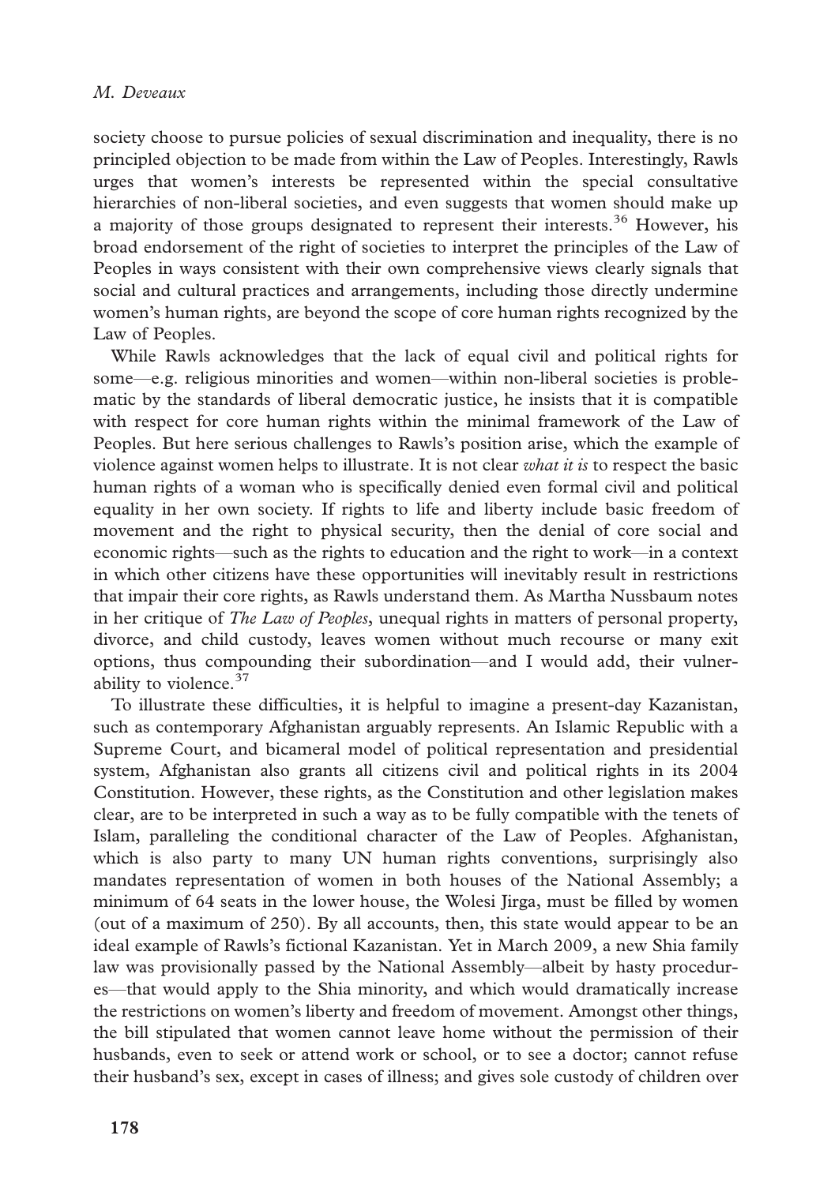society choose to pursue policies of sexual discrimination and inequality, there is no principled objection to be made from within the Law of Peoples. Interestingly, Rawls urges that women's interests be represented within the special consultative hierarchies of non-liberal societies, and even suggests that women should make up a majority of those groups designated to represent their interests.[36] However, his broad endorsement of the right of societies to interpret the principles of the Law of Peoples in ways consistent with their own comprehensive views clearly signals that social and cultural practices and arrangements, including those directly undermine women's human rights, are beyond the scope of core human rights recognized by the Law of Peoples.

While Rawls acknowledges that the lack of equal civil and political rights for some—e.g. religious minorities and women—within non-liberal societies is problematic by the standards of liberal democratic justice, he insists that it is compatible with respect for core human rights within the minimal framework of the Law of Peoples. But here serious challenges to Rawls's position arise, which the example of violence against women helps to illustrate. It is not clear *what it is* to respect the basic human rights of a woman who is specifically denied even formal civil and political equality in her own society. If rights to life and liberty include basic freedom of movement and the right to physical security, then the denial of core social and economic rights—such as the rights to education and the right to work—in a context in which other citizens have these opportunities will inevitably result in restrictions that impair their core rights, as Rawls understand them. As Martha Nussbaum notes in her critique of *The Law of Peoples*, unequal rights in matters of personal property, divorce, and child custody, leaves women without much recourse or many exit options, thus compounding their subordination—and I would add, their vulnerability to violence.[37]

To illustrate these difficulties, it is helpful to imagine a present-day Kazanistan, such as contemporary Afghanistan arguably represents. An Islamic Republic with a Supreme Court, and bicameral model of political representation and presidential system, Afghanistan also grants all citizens civil and political rights in its 2004 Constitution. However, these rights, as the Constitution and other legislation makes clear, are to be interpreted in such a way as to be fully compatible with the tenets of Islam, paralleling the conditional character of the Law of Peoples. Afghanistan, which is also party to many UN human rights conventions, surprisingly also mandates representation of women in both houses of the National Assembly; a minimum of 64 seats in the lower house, the Wolesi Jirga, must be filled by women (out of a maximum of 250). By all accounts, then, this state would appear to be an ideal example of Rawls's fictional Kazanistan. Yet in March 2009, a new Shia family law was provisionally passed by the National Assembly—albeit by hasty procedures—that would apply to the Shia minority, and which would dramatically increase the restrictions on women's liberty and freedom of movement. Amongst other things, the bill stipulated that women cannot leave home without the permission of their husbands, even to seek or attend work or school, or to see a doctor; cannot refuse their husband's sex, except in cases of illness; and gives sole custody of children over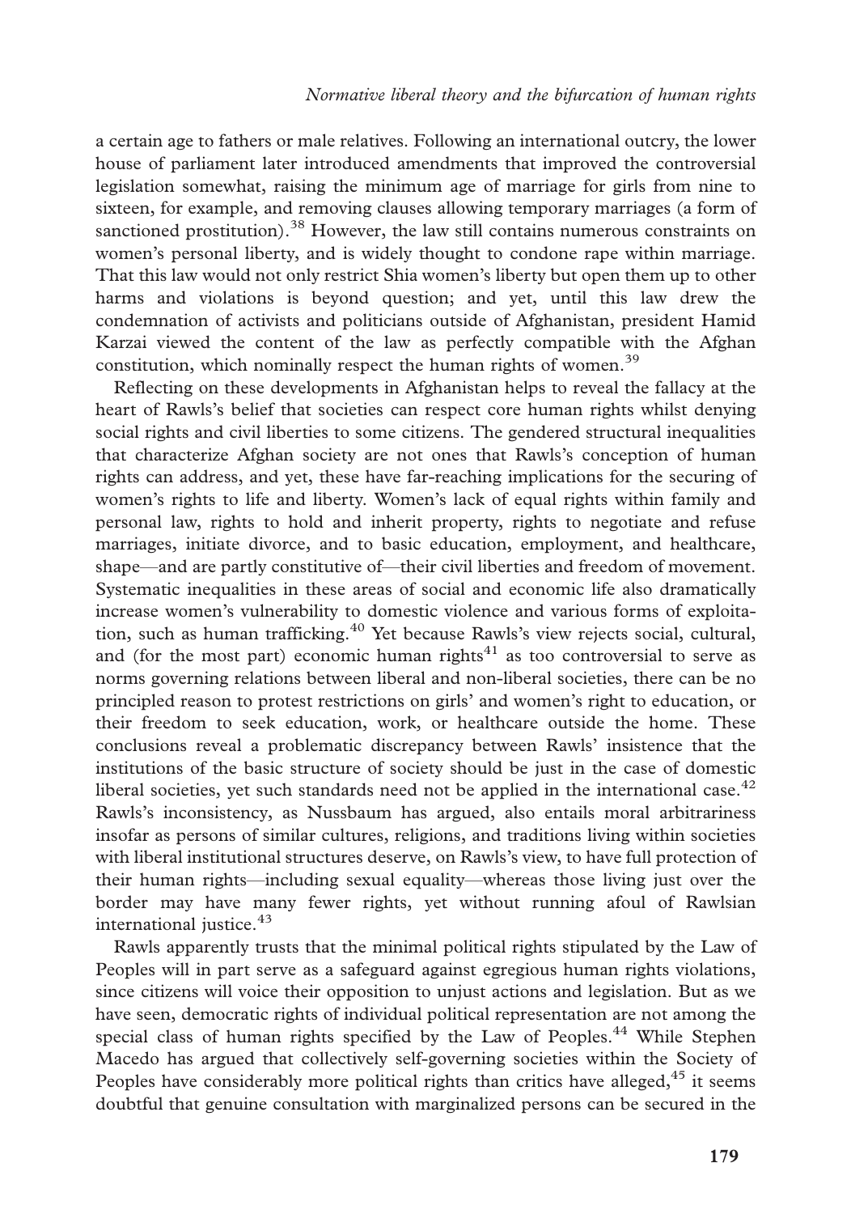a certain age to fathers or male relatives. Following an international outcry, the lower house of parliament later introduced amendments that improved the controversial legislation somewhat, raising the minimum age of marriage for girls from nine to sixteen, for example, and removing clauses allowing temporary marriages (a form of sanctioned prostitution).[38] However, the law still contains numerous constraints on women's personal liberty, and is widely thought to condone rape within marriage. That this law would not only restrict Shia women's liberty but open them up to other harms and violations is beyond question; and yet, until this law drew the condemnation of activists and politicians outside of Afghanistan, president Hamid Karzai viewed the content of the law as perfectly compatible with the Afghan constitution, which nominally respect the human rights of women.[39]

Reflecting on these developments in Afghanistan helps to reveal the fallacy at the heart of Rawls's belief that societies can respect core human rights whilst denying social rights and civil liberties to some citizens. The gendered structural inequalities that characterize Afghan society are not ones that Rawls's conception of human rights can address, and yet, these have far-reaching implications for the securing of women's rights to life and liberty. Women's lack of equal rights within family and personal law, rights to hold and inherit property, rights to negotiate and refuse marriages, initiate divorce, and to basic education, employment, and healthcare, shape—and are partly constitutive of—their civil liberties and freedom of movement. Systematic inequalities in these areas of social and economic life also dramatically increase women's vulnerability to domestic violence and various forms of exploitation, such as human trafficking.[40] Yet because Rawls's view rejects social, cultural, and (for the most part) economic human rights[41] as too controversial to serve as norms governing relations between liberal and non-liberal societies, there can be no principled reason to protest restrictions on girls' and women's right to education, or their freedom to seek education, work, or healthcare outside the home. These conclusions reveal a problematic discrepancy between Rawls' insistence that the institutions of the basic structure of society should be just in the case of domestic liberal societies, yet such standards need not be applied in the international case.[42] Rawls's inconsistency, as Nussbaum has argued, also entails moral arbitrariness insofar as persons of similar cultures, religions, and traditions living within societies with liberal institutional structures deserve, on Rawls's view, to have full protection of their human rights—including sexual equality—whereas those living just over the border may have many fewer rights, yet without running afoul of Rawlsian international justice.[43]

Rawls apparently trusts that the minimal political rights stipulated by the Law of Peoples will in part serve as a safeguard against egregious human rights violations, since citizens will voice their opposition to unjust actions and legislation. But as we have seen, democratic rights of individual political representation are not among the special class of human rights specified by the Law of Peoples.[44] While Stephen Macedo has argued that collectively self-governing societies within the Society of Peoples have considerably more political rights than critics have alleged,[45] it seems doubtful that genuine consultation with marginalized persons can be secured in the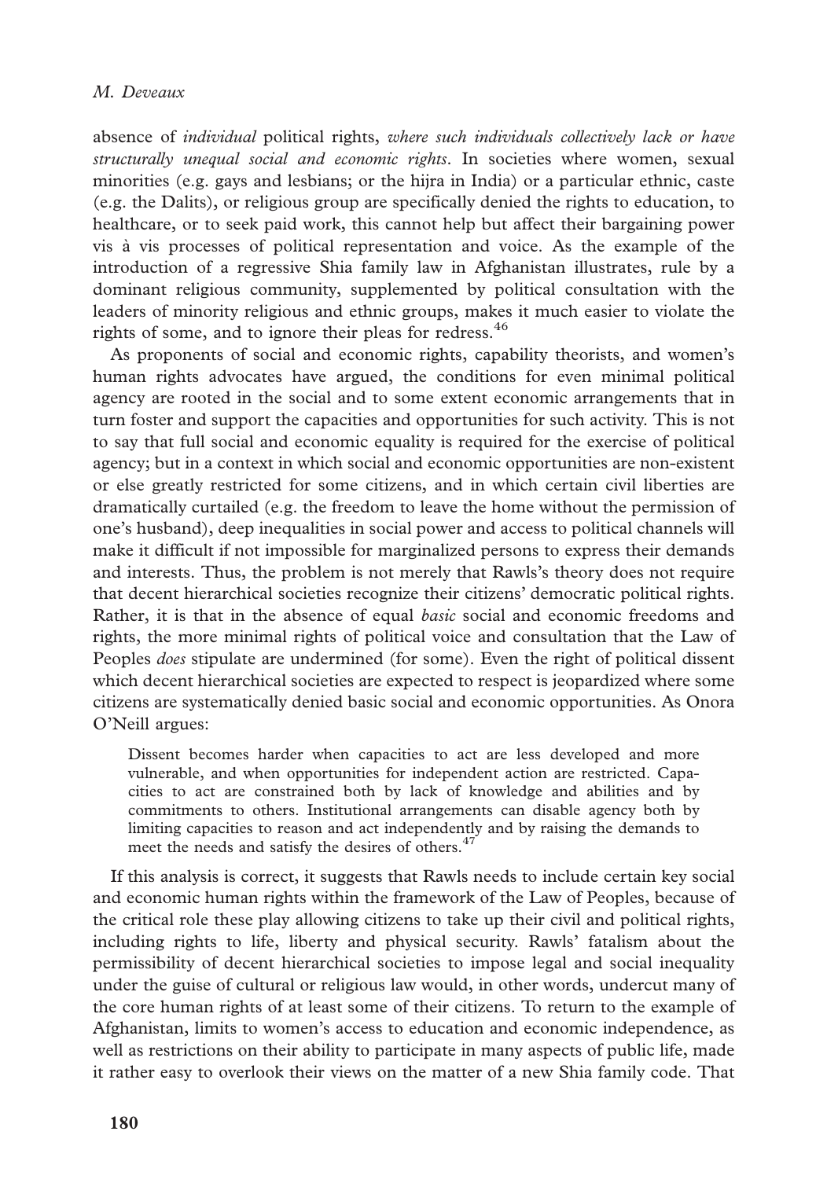absence of *individual* political rights, *where such individuals collectively lack or have structurally unequal social and economic rights*. In societies where women, sexual minorities (e.g. gays and lesbians; or the hijra in India) or a particular ethnic, caste (e.g. the Dalits), or religious group are specifically denied the rights to education, to healthcare, or to seek paid work, this cannot help but affect their bargaining power vis à vis processes of political representation and voice. As the example of the introduction of a regressive Shia family law in Afghanistan illustrates, rule by a dominant religious community, supplemented by political consultation with the leaders of minority religious and ethnic groups, makes it much easier to violate the rights of some, and to ignore their pleas for redress.[46]

As proponents of social and economic rights, capability theorists, and women's human rights advocates have argued, the conditions for even minimal political agency are rooted in the social and to some extent economic arrangements that in turn foster and support the capacities and opportunities for such activity. This is not to say that full social and economic equality is required for the exercise of political agency; but in a context in which social and economic opportunities are non-existent or else greatly restricted for some citizens, and in which certain civil liberties are dramatically curtailed (e.g. the freedom to leave the home without the permission of one's husband), deep inequalities in social power and access to political channels will make it difficult if not impossible for marginalized persons to express their demands and interests. Thus, the problem is not merely that Rawls's theory does not require that decent hierarchical societies recognize their citizens' democratic political rights. Rather, it is that in the absence of equal *basic* social and economic freedoms and rights, the more minimal rights of political voice and consultation that the Law of Peoples *does* stipulate are undermined (for some). Even the right of political dissent which decent hierarchical societies are expected to respect is jeopardized where some citizens are systematically denied basic social and economic opportunities. As Onora O'Neill argues:

> Dissent becomes harder when capacities to act are less developed and more vulnerable, and when opportunities for independent action are restricted. Capacities to act are constrained both by lack of knowledge and abilities and by commitments to others. Institutional arrangements can disable agency both by limiting capacities to reason and act independently and by raising the demands to meet the needs and satisfy the desires of others.[47]

If this analysis is correct, it suggests that Rawls needs to include certain key social and economic human rights within the framework of the Law of Peoples, because of the critical role these play allowing citizens to take up their civil and political rights, including rights to life, liberty and physical security. Rawls' fatalism about the permissibility of decent hierarchical societies to impose legal and social inequality under the guise of cultural or religious law would, in other words, undercut many of the core human rights of at least some of their citizens. To return to the example of Afghanistan, limits to women's access to education and economic independence, as well as restrictions on their ability to participate in many aspects of public life, made it rather easy to overlook their views on the matter of a new Shia family code. That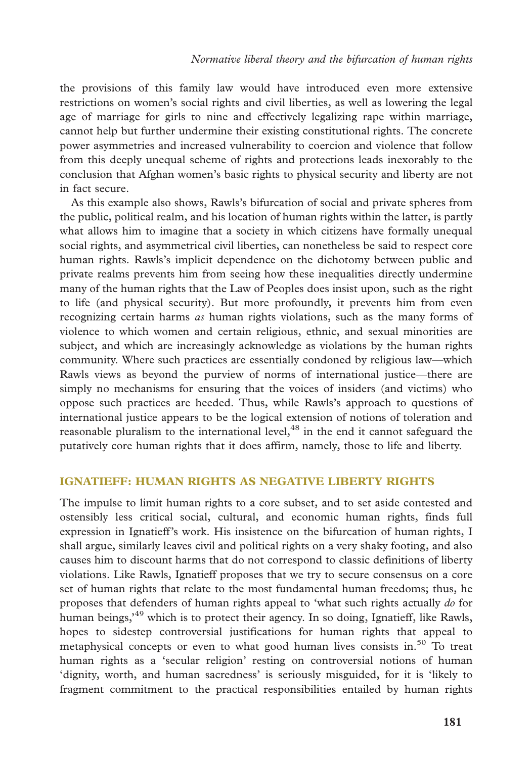the provisions of this family law would have introduced even more extensive restrictions on women's social rights and civil liberties, as well as lowering the legal age of marriage for girls to nine and effectively legalizing rape within marriage, cannot help but further undermine their existing constitutional rights. The concrete power asymmetries and increased vulnerability to coercion and violence that follow from this deeply unequal scheme of rights and protections leads inexorably to the conclusion that Afghan women's basic rights to physical security and liberty are not in fact secure.

As this example also shows, Rawls's bifurcation of social and private spheres from the public, political realm, and his location of human rights within the latter, is partly what allows him to imagine that a society in which citizens have formally unequal social rights, and asymmetrical civil liberties, can nonetheless be said to respect core human rights. Rawls's implicit dependence on the dichotomy between public and private realms prevents him from seeing how these inequalities directly undermine many of the human rights that the Law of Peoples does insist upon, such as the right to life (and physical security). But more profoundly, it prevents him from even recognizing certain harms *as* human rights violations, such as the many forms of violence to which women and certain religious, ethnic, and sexual minorities are subject, and which are increasingly acknowledge as violations by the human rights community. Where such practices are essentially condoned by religious law—which Rawls views as beyond the purview of norms of international justice—there are simply no mechanisms for ensuring that the voices of insiders (and victims) who oppose such practices are heeded. Thus, while Rawls's approach to questions of international justice appears to be the logical extension of notions of toleration and reasonable pluralism to the international level,[48] in the end it cannot safeguard the putatively core human rights that it does affirm, namely, those to life and liberty.

## IGNATIEFF: HUMAN RIGHTS AS NEGATIVE LIBERTY RIGHTS

The impulse to limit human rights to a core subset, and to set aside contested and ostensibly less critical social, cultural, and economic human rights, finds full expression in Ignatieff's work. His insistence on the bifurcation of human rights, I shall argue, similarly leaves civil and political rights on a very shaky footing, and also causes him to discount harms that do not correspond to classic definitions of liberty violations. Like Rawls, Ignatieff proposes that we try to secure consensus on a core set of human rights that relate to the most fundamental human freedoms; thus, he proposes that defenders of human rights appeal to 'what such rights actually *do* for human beings,'[49] which is to protect their agency. In so doing, Ignatieff, like Rawls, hopes to sidestep controversial justifications for human rights that appeal to metaphysical concepts or even to what good human lives consists in.[50] To treat human rights as a 'secular religion' resting on controversial notions of human 'dignity, worth, and human sacredness' is seriously misguided, for it is 'likely to fragment commitment to the practical responsibilities entailed by human rights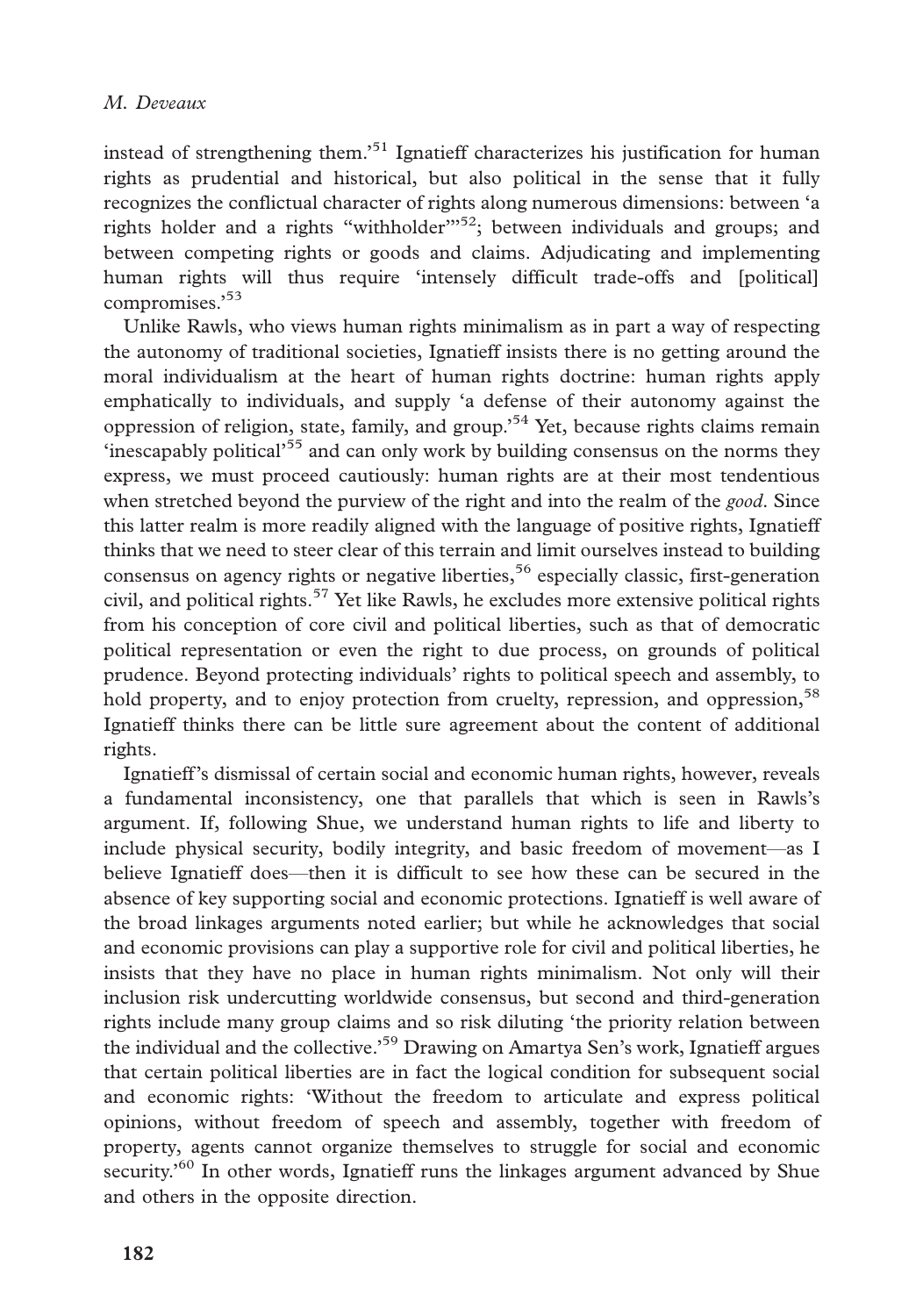instead of strengthening them.'[51] Ignatieff characterizes his justification for human rights as prudential and historical, but also political in the sense that it fully recognizes the conflictual character of rights along numerous dimensions: between 'a rights holder and a rights "withholder"'[52]; between individuals and groups; and between competing rights or goods and claims. Adjudicating and implementing human rights will thus require 'intensely difficult trade-offs and [political] compromises.'[53]

Unlike Rawls, who views human rights minimalism as in part a way of respecting the autonomy of traditional societies, Ignatieff insists there is no getting around the moral individualism at the heart of human rights doctrine: human rights apply emphatically to individuals, and supply 'a defense of their autonomy against the oppression of religion, state, family, and group.'[54] Yet, because rights claims remain 'inescapably political'[55] and can only work by building consensus on the norms they express, we must proceed cautiously: human rights are at their most tendentious when stretched beyond the purview of the right and into the realm of the *good*. Since this latter realm is more readily aligned with the language of positive rights, Ignatieff thinks that we need to steer clear of this terrain and limit ourselves instead to building consensus on agency rights or negative liberties,[56] especially classic, first-generation civil, and political rights.[57] Yet like Rawls, he excludes more extensive political rights from his conception of core civil and political liberties, such as that of democratic political representation or even the right to due process, on grounds of political prudence. Beyond protecting individuals' rights to political speech and assembly, to hold property, and to enjoy protection from cruelty, repression, and oppression,[58] Ignatieff thinks there can be little sure agreement about the content of additional rights.

Ignatieff's dismissal of certain social and economic human rights, however, reveals a fundamental inconsistency, one that parallels that which is seen in Rawls's argument. If, following Shue, we understand human rights to life and liberty to include physical security, bodily integrity, and basic freedom of movement—as I believe Ignatieff does—then it is difficult to see how these can be secured in the absence of key supporting social and economic protections. Ignatieff is well aware of the broad linkages arguments noted earlier; but while he acknowledges that social and economic provisions can play a supportive role for civil and political liberties, he insists that they have no place in human rights minimalism. Not only will their inclusion risk undercutting worldwide consensus, but second and third-generation rights include many group claims and so risk diluting 'the priority relation between the individual and the collective.'[59] Drawing on Amartya Sen's work, Ignatieff argues that certain political liberties are in fact the logical condition for subsequent social and economic rights: 'Without the freedom to articulate and express political opinions, without freedom of speech and assembly, together with freedom of property, agents cannot organize themselves to struggle for social and economic security.'[60] In other words, Ignatieff runs the linkages argument advanced by Shue and others in the opposite direction.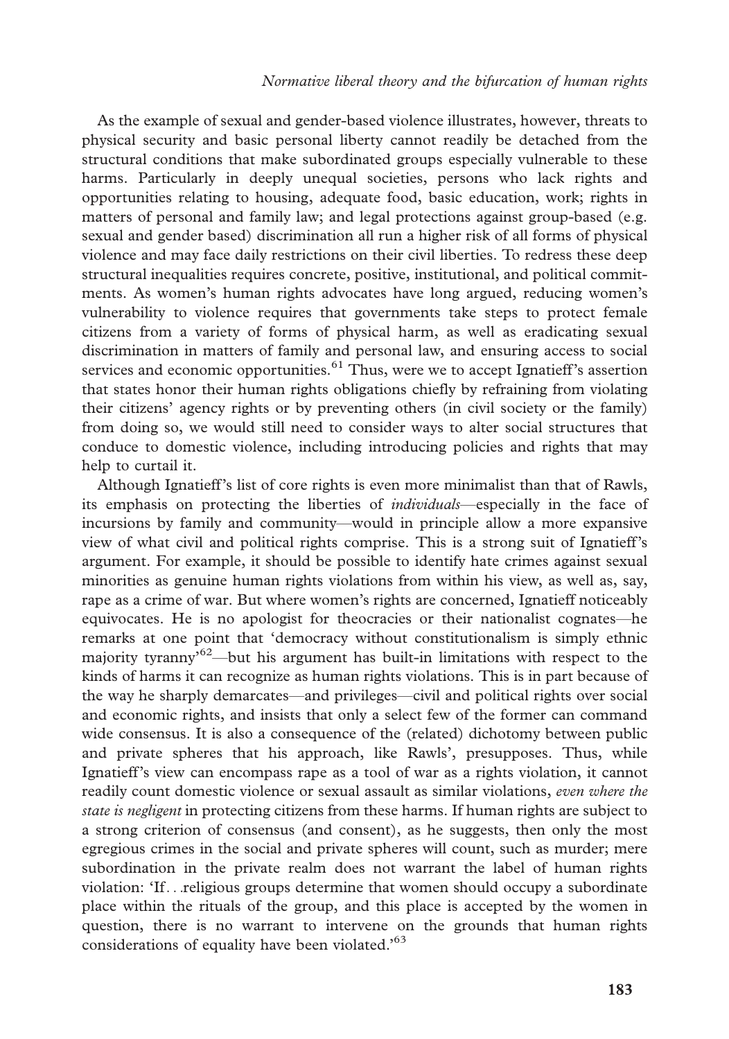As the example of sexual and gender-based violence illustrates, however, threats to physical security and basic personal liberty cannot readily be detached from the structural conditions that make subordinated groups especially vulnerable to these harms. Particularly in deeply unequal societies, persons who lack rights and opportunities relating to housing, adequate food, basic education, work; rights in matters of personal and family law; and legal protections against group-based (e.g. sexual and gender based) discrimination all run a higher risk of all forms of physical violence and may face daily restrictions on their civil liberties. To redress these deep structural inequalities requires concrete, positive, institutional, and political commitments. As women's human rights advocates have long argued, reducing women's vulnerability to violence requires that governments take steps to protect female citizens from a variety of forms of physical harm, as well as eradicating sexual discrimination in matters of family and personal law, and ensuring access to social services and economic opportunities.[61] Thus, were we to accept Ignatieff's assertion that states honor their human rights obligations chiefly by refraining from violating their citizens' agency rights or by preventing others (in civil society or the family) from doing so, we would still need to consider ways to alter social structures that conduce to domestic violence, including introducing policies and rights that may help to curtail it.

Although Ignatieff's list of core rights is even more minimalist than that of Rawls, its emphasis on protecting the liberties of *individuals*—especially in the face of incursions by family and community—would in principle allow a more expansive view of what civil and political rights comprise. This is a strong suit of Ignatieff's argument. For example, it should be possible to identify hate crimes against sexual minorities as genuine human rights violations from within his view, as well as, say, rape as a crime of war. But where women's rights are concerned, Ignatieff noticeably equivocates. He is no apologist for theocracies or their nationalist cognates—he remarks at one point that 'democracy without constitutionalism is simply ethnic majority tyranny'[62]—but his argument has built-in limitations with respect to the kinds of harms it can recognize as human rights violations. This is in part because of the way he sharply demarcates—and privileges—civil and political rights over social and economic rights, and insists that only a select few of the former can command wide consensus. It is also a consequence of the (related) dichotomy between public and private spheres that his approach, like Rawls', presupposes. Thus, while Ignatieff's view can encompass rape as a tool of war as a rights violation, it cannot readily count domestic violence or sexual assault as similar violations, *even where the state is negligent* in protecting citizens from these harms. If human rights are subject to a strong criterion of consensus (and consent), as he suggests, then only the most egregious crimes in the social and private spheres will count, such as murder; mere subordination in the private realm does not warrant the label of human rights violation: 'If…religious groups determine that women should occupy a subordinate place within the rituals of the group, and this place is accepted by the women in question, there is no warrant to intervene on the grounds that human rights considerations of equality have been violated.'[63]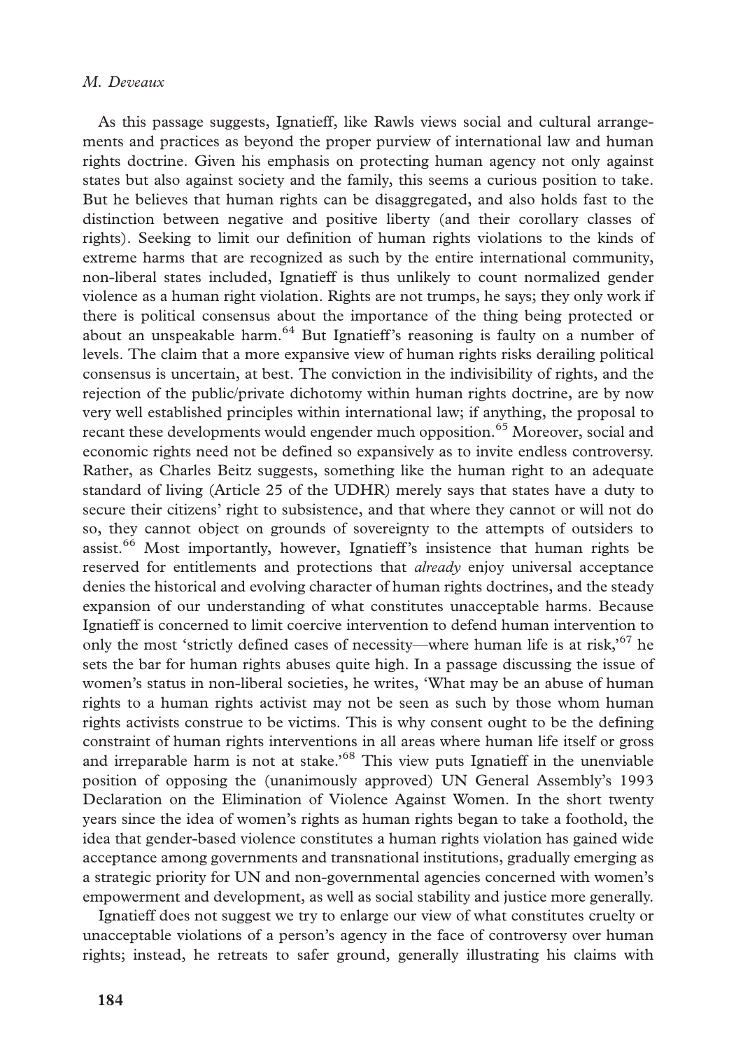As this passage suggests, Ignatieff, like Rawls views social and cultural arrangements and practices as beyond the proper purview of international law and human rights doctrine. Given his emphasis on protecting human agency not only against states but also against society and the family, this seems a curious position to take. But he believes that human rights can be disaggregated, and also holds fast to the distinction between negative and positive liberty (and their corollary classes of rights). Seeking to limit our definition of human rights violations to the kinds of extreme harms that are recognized as such by the entire international community, non-liberal states included, Ignatieff is thus unlikely to count normalized gender violence as a human right violation. Rights are not trumps, he says; they only work if there is political consensus about the importance of the thing being protected or about an unspeakable harm.[64] But Ignatieff's reasoning is faulty on a number of levels. The claim that a more expansive view of human rights risks derailing political consensus is uncertain, at best. The conviction in the indivisibility of rights, and the rejection of the public/private dichotomy within human rights doctrine, are by now very well established principles within international law; if anything, the proposal to recant these developments would engender much opposition.[65] Moreover, social and economic rights need not be defined so expansively as to invite endless controversy. Rather, as Charles Beitz suggests, something like the human right to an adequate standard of living (Article 25 of the UDHR) merely says that states have a duty to secure their citizens' right to subsistence, and that where they cannot or will not do so, they cannot object on grounds of sovereignty to the attempts of outsiders to assist.[66] Most importantly, however, Ignatieff's insistence that human rights be reserved for entitlements and protections that *already* enjoy universal acceptance denies the historical and evolving character of human rights doctrines, and the steady expansion of our understanding of what constitutes unacceptable harms. Because Ignatieff is concerned to limit coercive intervention to defend human intervention to only the most 'strictly defined cases of necessity—where human life is at risk,'[67] he sets the bar for human rights abuses quite high. In a passage discussing the issue of women's status in non-liberal societies, he writes, 'What may be an abuse of human rights to a human rights activist may not be seen as such by those whom human rights activists construe to be victims. This is why consent ought to be the defining constraint of human rights interventions in all areas where human life itself or gross and irreparable harm is not at stake.'[68] This view puts Ignatieff in the unenviable position of opposing the (unanimously approved) UN General Assembly's 1993 Declaration on the Elimination of Violence Against Women. In the short twenty years since the idea of women's rights as human rights began to take a foothold, the idea that gender-based violence constitutes a human rights violation has gained wide acceptance among governments and transnational institutions, gradually emerging as a strategic priority for UN and non-governmental agencies concerned with women's empowerment and development, as well as social stability and justice more generally.

Ignatieff does not suggest we try to enlarge our view of what constitutes cruelty or unacceptable violations of a person's agency in the face of controversy over human rights; instead, he retreats to safer ground, generally illustrating his claims with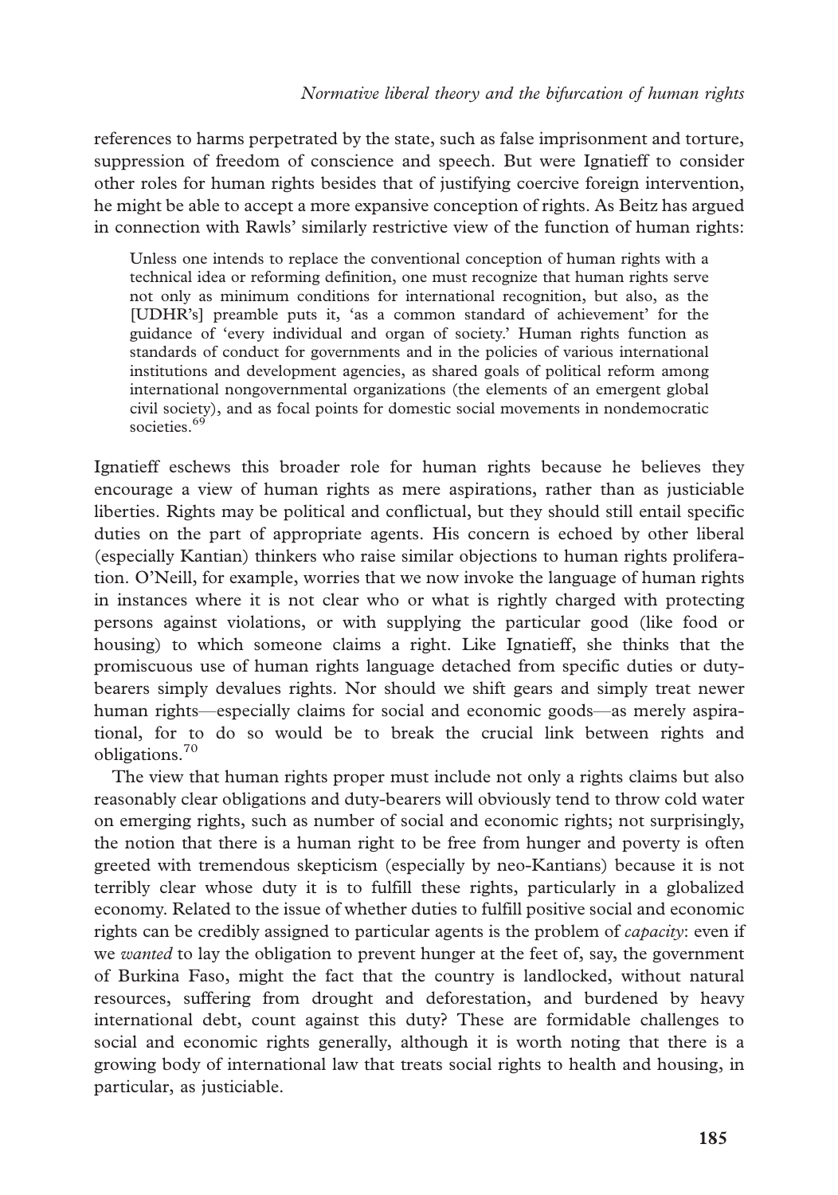references to harms perpetrated by the state, such as false imprisonment and torture, suppression of freedom of conscience and speech. But were Ignatieff to consider other roles for human rights besides that of justifying coercive foreign intervention, he might be able to accept a more expansive conception of rights. As Beitz has argued in connection with Rawls' similarly restrictive view of the function of human rights:

> Unless one intends to replace the conventional conception of human rights with a technical idea or reforming definition, one must recognize that human rights serve not only as minimum conditions for international recognition, but also, as the [UDHR's] preamble puts it, 'as a common standard of achievement' for the guidance of 'every individual and organ of society.' Human rights function as standards of conduct for governments and in the policies of various international institutions and development agencies, as shared goals of political reform among international nongovernmental organizations (the elements of an emergent global civil society), and as focal points for domestic social movements in nondemocratic societies.[69]

Ignatieff eschews this broader role for human rights because he believes they encourage a view of human rights as mere aspirations, rather than as justiciable liberties. Rights may be political and conflictual, but they should still entail specific duties on the part of appropriate agents. His concern is echoed by other liberal (especially Kantian) thinkers who raise similar objections to human rights proliferation. O'Neill, for example, worries that we now invoke the language of human rights in instances where it is not clear who or what is rightly charged with protecting persons against violations, or with supplying the particular good (like food or housing) to which someone claims a right. Like Ignatieff, she thinks that the promiscuous use of human rights language detached from specific duties or duty-bearers simply devalues rights. Nor should we shift gears and simply treat newer human rights—especially claims for social and economic goods—as merely aspirational, for to do so would be to break the crucial link between rights and obligations.[70]

The view that human rights proper must include not only a rights claims but also reasonably clear obligations and duty-bearers will obviously tend to throw cold water on emerging rights, such as number of social and economic rights; not surprisingly, the notion that there is a human right to be free from hunger and poverty is often greeted with tremendous skepticism (especially by neo-Kantians) because it is not terribly clear whose duty it is to fulfill these rights, particularly in a globalized economy. Related to the issue of whether duties to fulfill positive social and economic rights can be credibly assigned to particular agents is the problem of *capacity*: even if we *wanted* to lay the obligation to prevent hunger at the feet of, say, the government of Burkina Faso, might the fact that the country is landlocked, without natural resources, suffering from drought and deforestation, and burdened by heavy international debt, count against this duty? These are formidable challenges to social and economic rights generally, although it is worth noting that there is a growing body of international law that treats social rights to health and housing, in particular, as justiciable.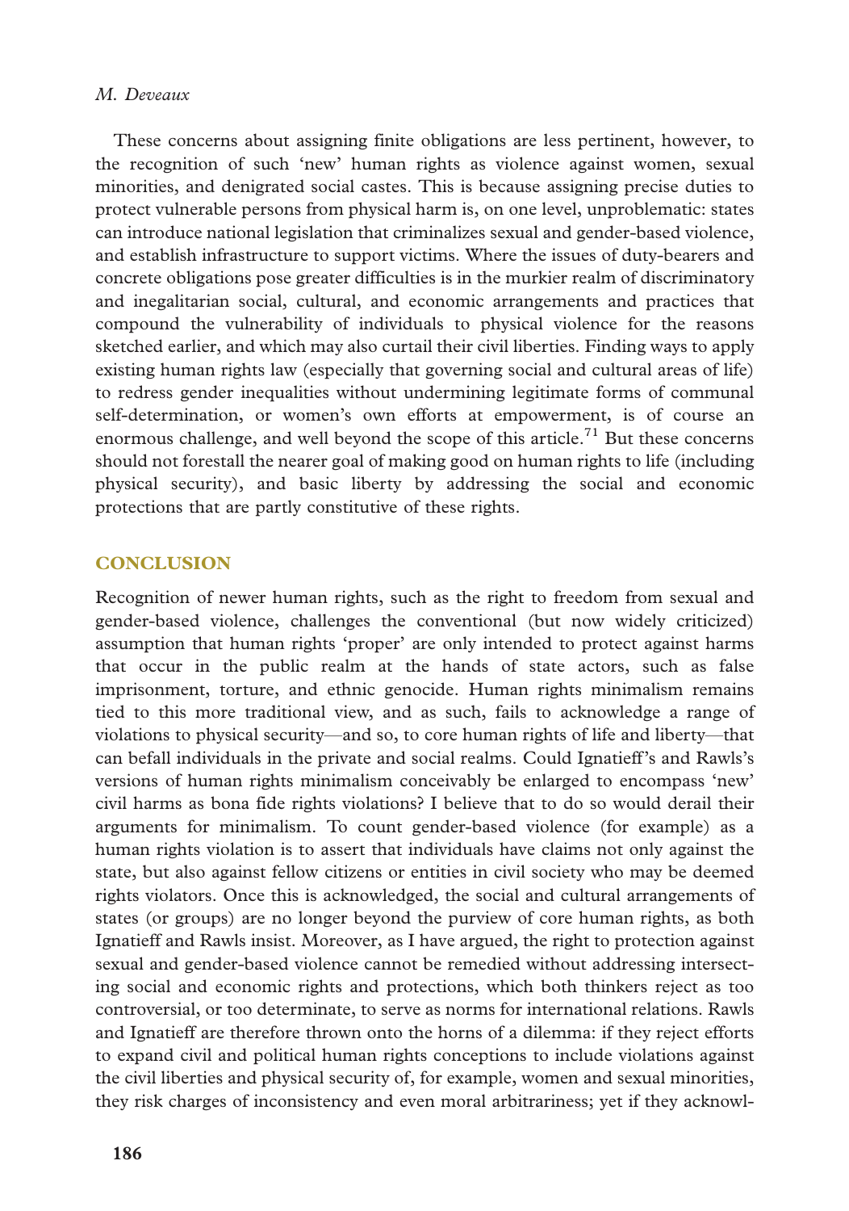These concerns about assigning finite obligations are less pertinent, however, to the recognition of such 'new' human rights as violence against women, sexual minorities, and denigrated social castes. This is because assigning precise duties to protect vulnerable persons from physical harm is, on one level, unproblematic: states can introduce national legislation that criminalizes sexual and gender-based violence, and establish infrastructure to support victims. Where the issues of duty-bearers and concrete obligations pose greater difficulties is in the murkier realm of discriminatory and inegalitarian social, cultural, and economic arrangements and practices that compound the vulnerability of individuals to physical violence for the reasons sketched earlier, and which may also curtail their civil liberties. Finding ways to apply existing human rights law (especially that governing social and cultural areas of life) to redress gender inequalities without undermining legitimate forms of communal self-determination, or women's own efforts at empowerment, is of course an enormous challenge, and well beyond the scope of this article.[71] But these concerns should not forestall the nearer goal of making good on human rights to life (including physical security), and basic liberty by addressing the social and economic protections that are partly constitutive of these rights.

## CONCLUSION

Recognition of newer human rights, such as the right to freedom from sexual and gender-based violence, challenges the conventional (but now widely criticized) assumption that human rights 'proper' are only intended to protect against harms that occur in the public realm at the hands of state actors, such as false imprisonment, torture, and ethnic genocide. Human rights minimalism remains tied to this more traditional view, and as such, fails to acknowledge a range of violations to physical security—and so, to core human rights of life and liberty—that can befall individuals in the private and social realms. Could Ignatieff's and Rawls's versions of human rights minimalism conceivably be enlarged to encompass 'new' civil harms as bona fide rights violations? I believe that to do so would derail their arguments for minimalism. To count gender-based violence (for example) as a human rights violation is to assert that individuals have claims not only against the state, but also against fellow citizens or entities in civil society who may be deemed rights violators. Once this is acknowledged, the social and cultural arrangements of states (or groups) are no longer beyond the purview of core human rights, as both Ignatieff and Rawls insist. Moreover, as I have argued, the right to protection against sexual and gender-based violence cannot be remedied without addressing intersecting social and economic rights and protections, which both thinkers reject as too controversial, or too determinate, to serve as norms for international relations. Rawls and Ignatieff are therefore thrown onto the horns of a dilemma: if they reject efforts to expand civil and political human rights conceptions to include violations against the civil liberties and physical security of, for example, women and sexual minorities, they risk charges of inconsistency and even moral arbitrariness; yet if they acknowl-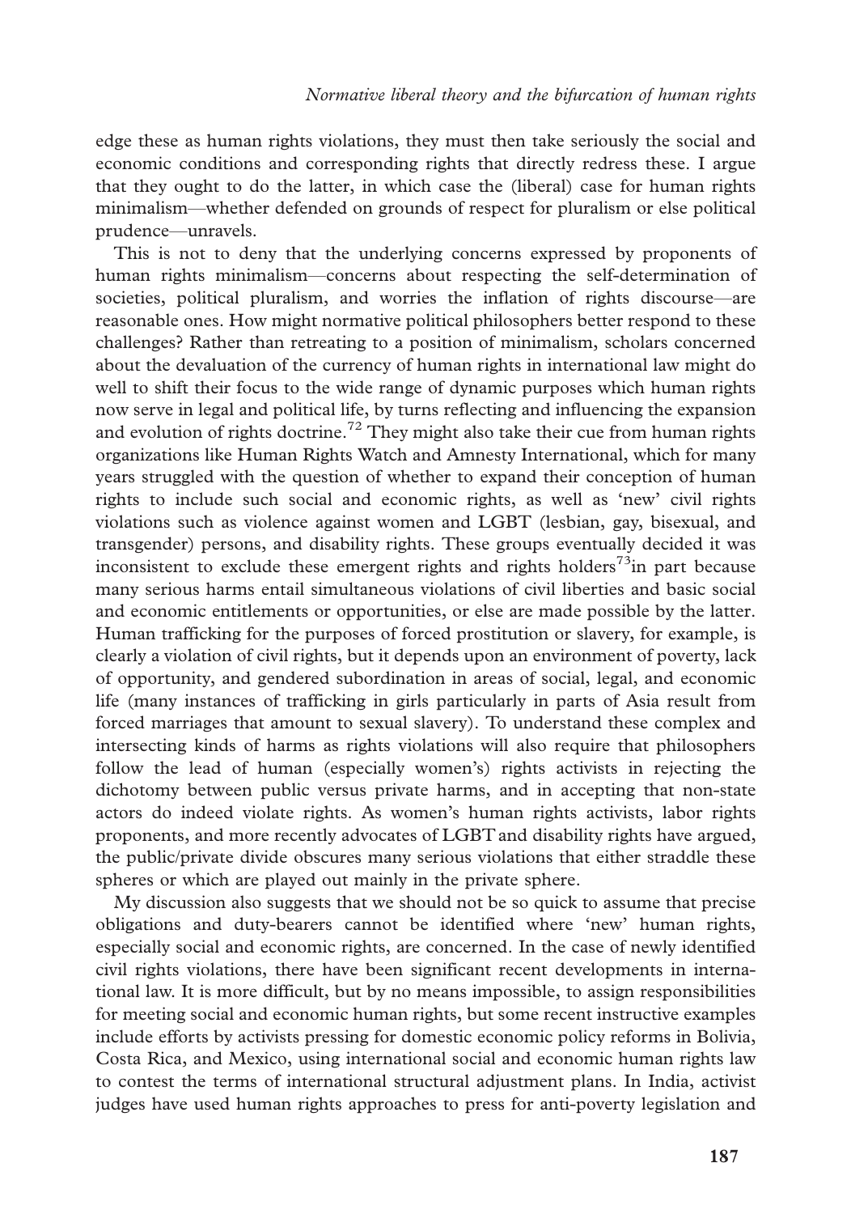edge these as human rights violations, they must then take seriously the social and economic conditions and corresponding rights that directly redress these. I argue that they ought to do the latter, in which case the (liberal) case for human rights minimalism—whether defended on grounds of respect for pluralism or else political prudence—unravels.

This is not to deny that the underlying concerns expressed by proponents of human rights minimalism—concerns about respecting the self-determination of societies, political pluralism, and worries the inflation of rights discourse—are reasonable ones. How might normative political philosophers better respond to these challenges? Rather than retreating to a position of minimalism, scholars concerned about the devaluation of the currency of human rights in international law might do well to shift their focus to the wide range of dynamic purposes which human rights now serve in legal and political life, by turns reflecting and influencing the expansion and evolution of rights doctrine.[72] They might also take their cue from human rights organizations like Human Rights Watch and Amnesty International, which for many years struggled with the question of whether to expand their conception of human rights to include such social and economic rights, as well as 'new' civil rights violations such as violence against women and LGBT (lesbian, gay, bisexual, and transgender) persons, and disability rights. These groups eventually decided it was inconsistent to exclude these emergent rights and rights holders[73]in part because many serious harms entail simultaneous violations of civil liberties and basic social and economic entitlements or opportunities, or else are made possible by the latter. Human trafficking for the purposes of forced prostitution or slavery, for example, is clearly a violation of civil rights, but it depends upon an environment of poverty, lack of opportunity, and gendered subordination in areas of social, legal, and economic life (many instances of trafficking in girls particularly in parts of Asia result from forced marriages that amount to sexual slavery). To understand these complex and intersecting kinds of harms as rights violations will also require that philosophers follow the lead of human (especially women's) rights activists in rejecting the dichotomy between public versus private harms, and in accepting that non-state actors do indeed violate rights. As women's human rights activists, labor rights proponents, and more recently advocates of LGBT and disability rights have argued, the public/private divide obscures many serious violations that either straddle these spheres or which are played out mainly in the private sphere.

My discussion also suggests that we should not be so quick to assume that precise obligations and duty-bearers cannot be identified where 'new' human rights, especially social and economic rights, are concerned. In the case of newly identified civil rights violations, there have been significant recent developments in international law. It is more difficult, but by no means impossible, to assign responsibilities for meeting social and economic human rights, but some recent instructive examples include efforts by activists pressing for domestic economic policy reforms in Bolivia, Costa Rica, and Mexico, using international social and economic human rights law to contest the terms of international structural adjustment plans. In India, activist judges have used human rights approaches to press for anti-poverty legislation and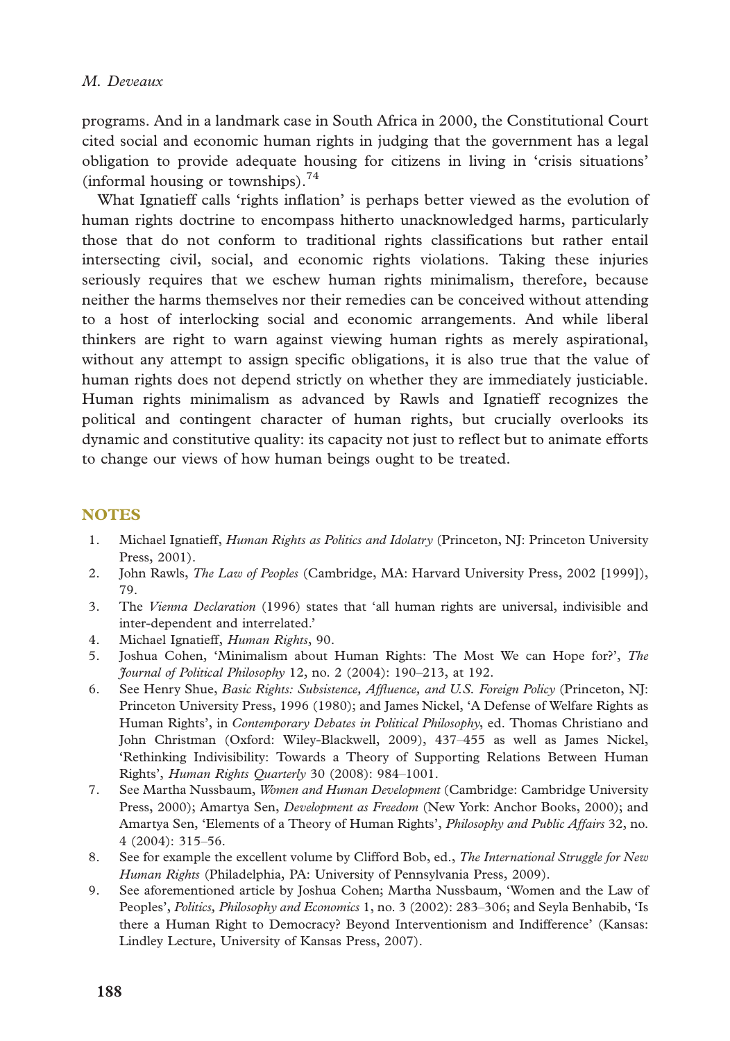programs. And in a landmark case in South Africa in 2000, the Constitutional Court cited social and economic human rights in judging that the government has a legal obligation to provide adequate housing for citizens in living in 'crisis situations' (informal housing or townships).[74]

What Ignatieff calls 'rights inflation' is perhaps better viewed as the evolution of human rights doctrine to encompass hitherto unacknowledged harms, particularly those that do not conform to traditional rights classifications but rather entail intersecting civil, social, and economic rights violations. Taking these injuries seriously requires that we eschew human rights minimalism, therefore, because neither the harms themselves nor their remedies can be conceived without attending to a host of interlocking social and economic arrangements. And while liberal thinkers are right to warn against viewing human rights as merely aspirational, without any attempt to assign specific obligations, it is also true that the value of human rights does not depend strictly on whether they are immediately justiciable. Human rights minimalism as advanced by Rawls and Ignatieff recognizes the political and contingent character of human rights, but crucially overlooks its dynamic and constitutive quality: its capacity not just to reflect but to animate efforts to change our views of how human beings ought to be treated.

## NOTES

1. Michael Ignatieff, *Human Rights as Politics and Idolatry* (Princeton, NJ: Princeton University Press, 2001).
2. John Rawls, *The Law of Peoples* (Cambridge, MA: Harvard University Press, 2002 [1999]), 79.
3. The *Vienna Declaration* (1996) states that 'all human rights are universal, indivisible and inter-dependent and interrelated.'
4. Michael Ignatieff, *Human Rights*, 90.
5. Joshua Cohen, 'Minimalism about Human Rights: The Most We can Hope for?', *The Journal of Political Philosophy* 12, no. 2 (2004): 190–213, at 192.
6. See Henry Shue, *Basic Rights: Subsistence, Affluence, and U.S. Foreign Policy* (Princeton, NJ: Princeton University Press, 1996 (1980); and James Nickel, 'A Defense of Welfare Rights as Human Rights', in *Contemporary Debates in Political Philosophy*, ed. Thomas Christiano and John Christman (Oxford: Wiley-Blackwell, 2009), 437–455 as well as James Nickel, 'Rethinking Indivisibility: Towards a Theory of Supporting Relations Between Human Rights', *Human Rights Quarterly* 30 (2008): 984–1001.
7. See Martha Nussbaum, *Women and Human Development* (Cambridge: Cambridge University Press, 2000); Amartya Sen, *Development as Freedom* (New York: Anchor Books, 2000); and Amartya Sen, 'Elements of a Theory of Human Rights', *Philosophy and Public Affairs* 32, no. 4 (2004): 315–56.
8. See for example the excellent volume by Clifford Bob, ed., *The International Struggle for New Human Rights* (Philadelphia, PA: University of Pennsylvania Press, 2009).
9. See aforementioned article by Joshua Cohen; Martha Nussbaum, 'Women and the Law of Peoples', *Politics, Philosophy and Economics* 1, no. 3 (2002): 283–306; and Seyla Benhabib, 'Is there a Human Right to Democracy? Beyond Interventionism and Indifference' (Kansas: Lindley Lecture, University of Kansas Press, 2007).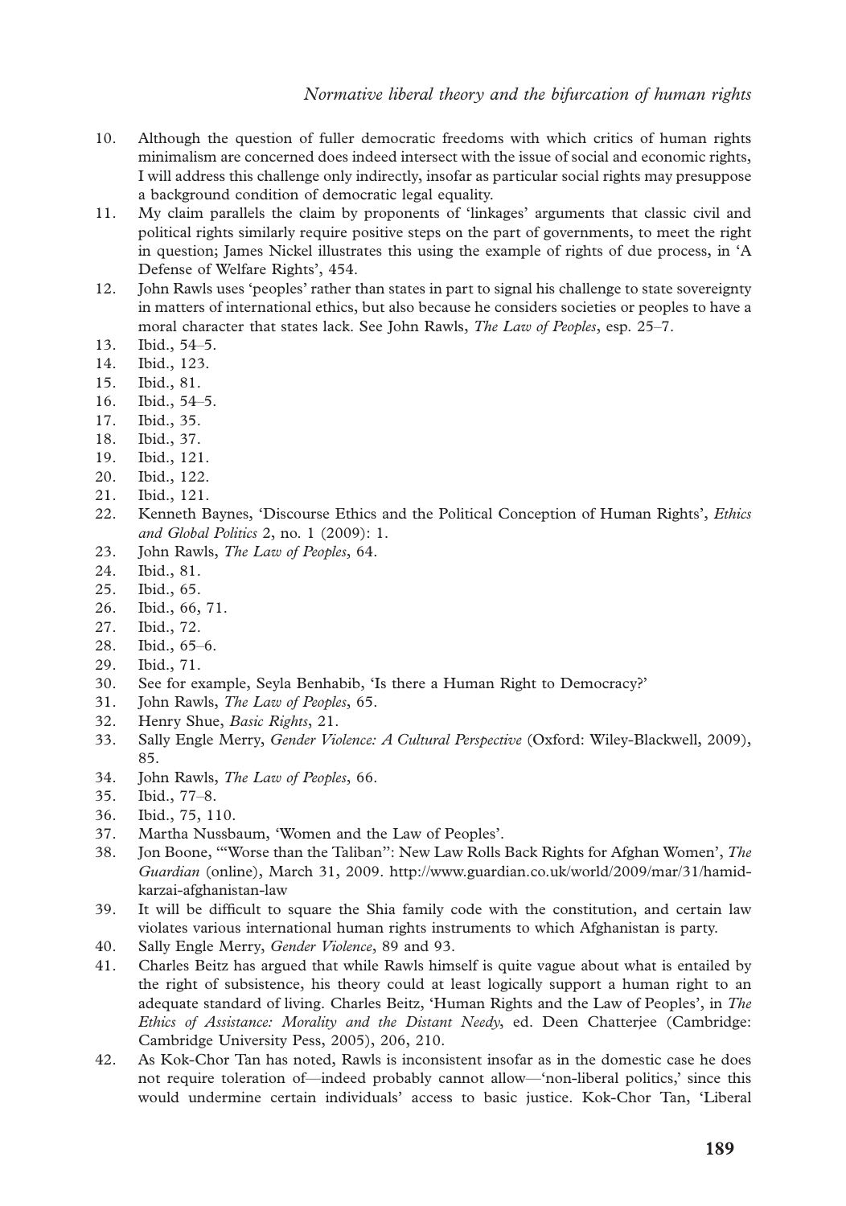10. Although the question of fuller democratic freedoms with which critics of human rights minimalism are concerned does indeed intersect with the issue of social and economic rights, I will address this challenge only indirectly, insofar as particular social rights may presuppose a background condition of democratic legal equality.
11. My claim parallels the claim by proponents of 'linkages' arguments that classic civil and political rights similarly require positive steps on the part of governments, to meet the right in question; James Nickel illustrates this using the example of rights of due process, in 'A Defense of Welfare Rights', 454.
12. John Rawls uses 'peoples' rather than states in part to signal his challenge to state sovereignty in matters of international ethics, but also because he considers societies or peoples to have a moral character that states lack. See John Rawls, *The Law of Peoples*, esp. 25–7.
13. Ibid., 54–5.
14. Ibid., 123.
15. Ibid., 81.
16. Ibid., 54–5.
17. Ibid., 35.
18. Ibid., 37.
19. Ibid., 121.
20. Ibid., 122.
21. Ibid., 121.
22. Kenneth Baynes, 'Discourse Ethics and the Political Conception of Human Rights', *Ethics and Global Politics* 2, no. 1 (2009): 1.
23. John Rawls, *The Law of Peoples*, 64.
24. Ibid., 81.
25. Ibid., 65.
26. Ibid., 66, 71.
27. Ibid., 72.
28. Ibid., 65–6.
29. Ibid., 71.
30. See for example, Seyla Benhabib, 'Is there a Human Right to Democracy?'
31. John Rawls, *The Law of Peoples*, 65.
32. Henry Shue, *Basic Rights*, 21.
33. Sally Engle Merry, *Gender Violence: A Cultural Perspective* (Oxford: Wiley-Blackwell, 2009), 85.
34. John Rawls, *The Law of Peoples*, 66.
35. Ibid., 77–8.
36. Ibid., 75, 110.
37. Martha Nussbaum, 'Women and the Law of Peoples'.
38. Jon Boone, '"Worse than the Taliban": New Law Rolls Back Rights for Afghan Women', *The Guardian* (online), March 31, 2009. http://www.guardian.co.uk/world/2009/mar/31/hamid-karzai-afghanistan-law
39. It will be difficult to square the Shia family code with the constitution, and certain law violates various international human rights instruments to which Afghanistan is party.
40. Sally Engle Merry, *Gender Violence*, 89 and 93.
41. Charles Beitz has argued that while Rawls himself is quite vague about what is entailed by the right of subsistence, his theory could at least logically support a human right to an adequate standard of living. Charles Beitz, 'Human Rights and the Law of Peoples', in *The Ethics of Assistance: Morality and the Distant Needy*, ed. Deen Chatterjee (Cambridge: Cambridge University Pess, 2005), 206, 210.
42. As Kok-Chor Tan has noted, Rawls is inconsistent insofar as in the domestic case he does not require toleration of—indeed probably cannot allow—'non-liberal politics,' since this would undermine certain individuals' access to basic justice. Kok-Chor Tan, 'Liberal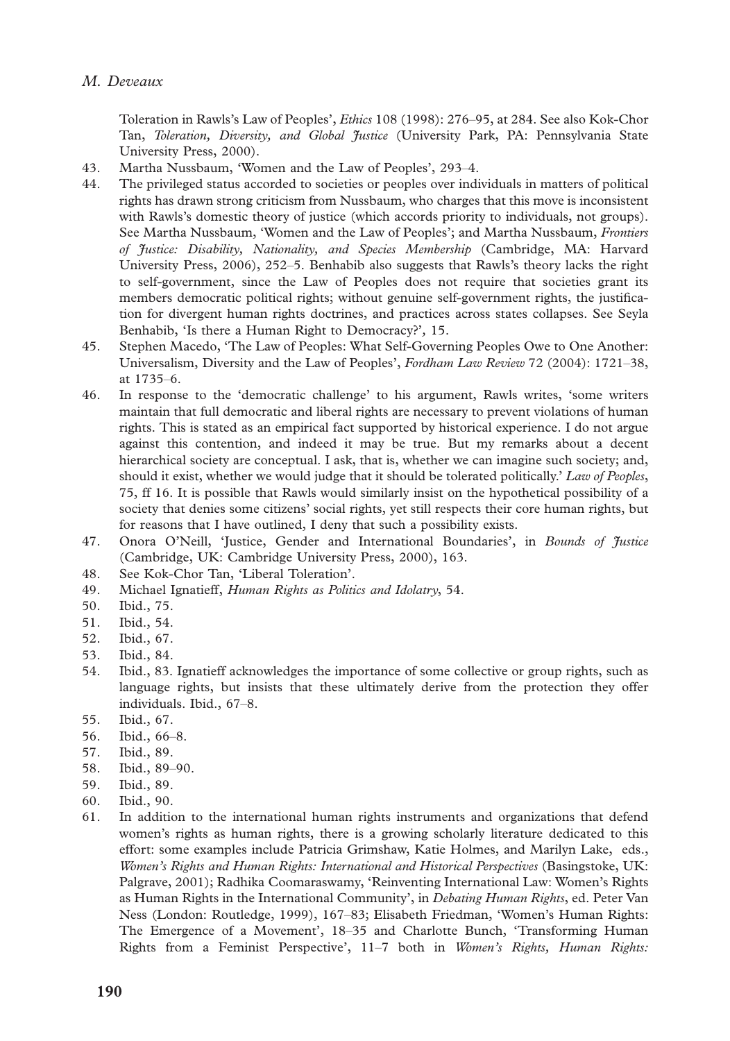Toleration in Rawls's Law of Peoples', *Ethics* 108 (1998): 276–95, at 284. See also Kok-Chor Tan, *Toleration, Diversity, and Global Justice* (University Park, PA: Pennsylvania State University Press, 2000).

43. Martha Nussbaum, 'Women and the Law of Peoples', 293–4.
44. The privileged status accorded to societies or peoples over individuals in matters of political rights has drawn strong criticism from Nussbaum, who charges that this move is inconsistent with Rawls's domestic theory of justice (which accords priority to individuals, not groups). See Martha Nussbaum, 'Women and the Law of Peoples'; and Martha Nussbaum, *Frontiers of Justice: Disability, Nationality, and Species Membership* (Cambridge, MA: Harvard University Press, 2006), 252–5. Benhabib also suggests that Rawls's theory lacks the right to self-government, since the Law of Peoples does not require that societies grant its members democratic political rights; without genuine self-government rights, the justification for divergent human rights doctrines, and practices across states collapses. See Seyla Benhabib, 'Is there a Human Right to Democracy?', 15.
45. Stephen Macedo, 'The Law of Peoples: What Self-Governing Peoples Owe to One Another: Universalism, Diversity and the Law of Peoples', *Fordham Law Review* 72 (2004): 1721–38, at 1735–6.
46. In response to the 'democratic challenge' to his argument, Rawls writes, 'some writers maintain that full democratic and liberal rights are necessary to prevent violations of human rights. This is stated as an empirical fact supported by historical experience. I do not argue against this contention, and indeed it may be true. But my remarks about a decent hierarchical society are conceptual. I ask, that is, whether we can imagine such society; and, should it exist, whether we would judge that it should be tolerated politically.' *Law of Peoples*, 75, ff 16. It is possible that Rawls would similarly insist on the hypothetical possibility of a society that denies some citizens' social rights, yet still respects their core human rights, but for reasons that I have outlined, I deny that such a possibility exists.
47. Onora O'Neill, 'Justice, Gender and International Boundaries', in *Bounds of Justice* (Cambridge, UK: Cambridge University Press, 2000), 163.
48. See Kok-Chor Tan, 'Liberal Toleration'.
49. Michael Ignatieff, *Human Rights as Politics and Idolatry*, 54.
50. Ibid., 75.
51. Ibid., 54.
52. Ibid., 67.
53. Ibid., 84.
54. Ibid., 83. Ignatieff acknowledges the importance of some collective or group rights, such as language rights, but insists that these ultimately derive from the protection they offer individuals. Ibid., 67–8.
55. Ibid., 67.
56. Ibid., 66–8.
57. Ibid., 89.
58. Ibid., 89–90.
59. Ibid., 89.
60. Ibid., 90.
61. In addition to the international human rights instruments and organizations that defend women's rights as human rights, there is a growing scholarly literature dedicated to this effort: some examples include Patricia Grimshaw, Katie Holmes, and Marilyn Lake, eds., *Women's Rights and Human Rights: International and Historical Perspectives* (Basingstoke, UK: Palgrave, 2001); Radhika Coomaraswamy, 'Reinventing International Law: Women's Rights as Human Rights in the International Community', in *Debating Human Rights*, ed. Peter Van Ness (London: Routledge, 1999), 167–83; Elisabeth Friedman, 'Women's Human Rights: The Emergence of a Movement', 18–35 and Charlotte Bunch, 'Transforming Human Rights from a Feminist Perspective', 11–7 both in *Women's Rights, Human Rights:*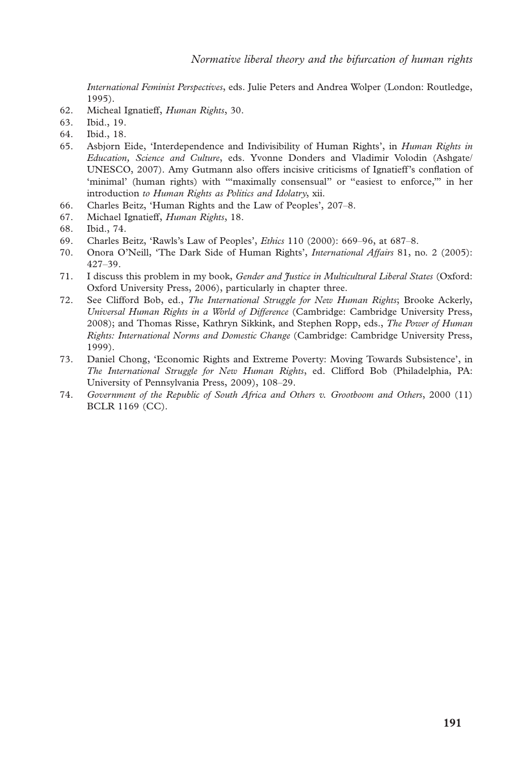*International Feminist Perspectives*, eds. Julie Peters and Andrea Wolper (London: Routledge, 1995).

62. Micheal Ignatieff, *Human Rights*, 30.
63. Ibid., 19.
64. Ibid., 18.
65. Asbjorn Eide, 'Interdependence and Indivisibility of Human Rights', in *Human Rights in Education, Science and Culture*, eds. Yvonne Donders and Vladimir Volodin (Ashgate/ UNESCO, 2007). Amy Gutmann also offers incisive criticisms of Ignatieff's conflation of 'minimal' (human rights) with '"maximally consensual" or "easiest to enforce,"' in her introduction *to Human Rights as Politics and Idolatry*, xii.
66. Charles Beitz, 'Human Rights and the Law of Peoples', 207–8.
67. Michael Ignatieff, *Human Rights*, 18.
68. Ibid., 74.
69. Charles Beitz, 'Rawls's Law of Peoples', *Ethics* 110 (2000): 669–96, at 687–8.
70. Onora O'Neill, 'The Dark Side of Human Rights', *International Affairs* 81, no. 2 (2005): 427–39.
71. I discuss this problem in my book, *Gender and Justice in Multicultural Liberal States* (Oxford: Oxford University Press, 2006), particularly in chapter three.
72. See Clifford Bob, ed., *The International Struggle for New Human Rights*; Brooke Ackerly, *Universal Human Rights in a World of Difference* (Cambridge: Cambridge University Press, 2008); and Thomas Risse, Kathryn Sikkink, and Stephen Ropp, eds., *The Power of Human Rights: International Norms and Domestic Change* (Cambridge: Cambridge University Press, 1999).
73. Daniel Chong, 'Economic Rights and Extreme Poverty: Moving Towards Subsistence', in *The International Struggle for New Human Rights*, ed. Clifford Bob (Philadelphia, PA: University of Pennsylvania Press, 2009), 108–29.
74. *Government of the Republic of South Africa and Others v. Grootboom and Others*, 2000 (11) BCLR 1169 (CC).